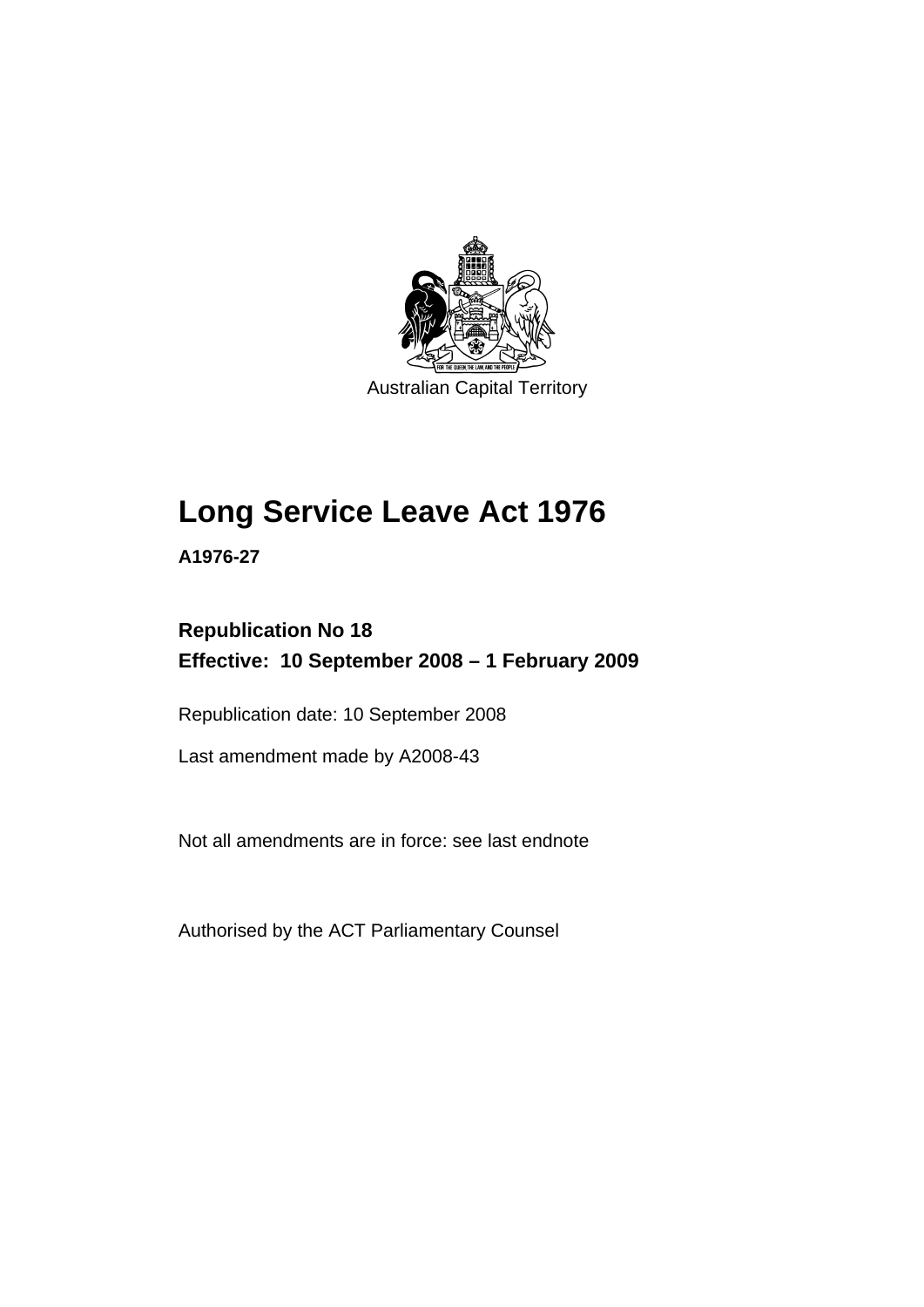Australian Capital Territory

# Long Service Leave Act 1976

**A1976-27**

**Republication No 18**
**Effective: 10 September 2008 – 1 February 2009**

Republication date: 10 September 2008

Last amendment made by A2008-43

Not all amendments are in force: see last endnote

Authorised by the ACT Parliamentary Counsel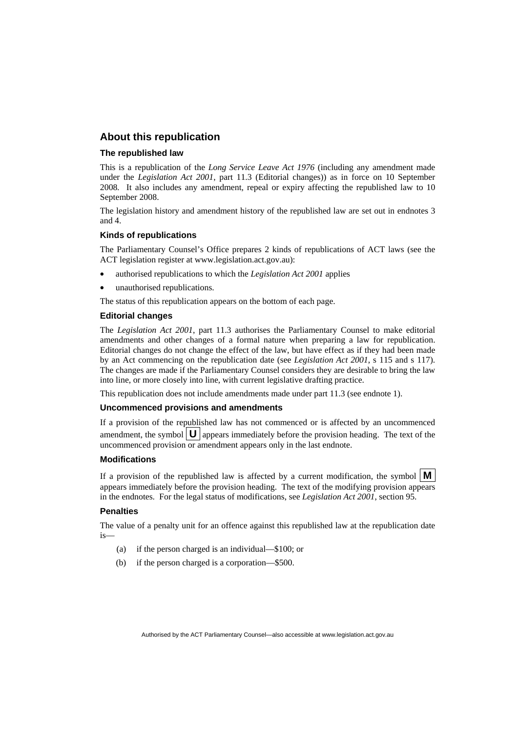## About this republication

### The republished law

This is a republication of the *Long Service Leave Act 1976* (including any amendment made under the *Legislation Act 2001*, part 11.3 (Editorial changes)) as in force on 10 September 2008*.* It also includes any amendment, repeal or expiry affecting the republished law to 10 September 2008.

The legislation history and amendment history of the republished law are set out in endnotes 3 and 4.

### Kinds of republications

The Parliamentary Counsel's Office prepares 2 kinds of republications of ACT laws (see the ACT legislation register at www.legislation.act.gov.au):

- authorised republications to which the *Legislation Act 2001* applies
- unauthorised republications.

The status of this republication appears on the bottom of each page.

### Editorial changes

The *Legislation Act 2001*, part 11.3 authorises the Parliamentary Counsel to make editorial amendments and other changes of a formal nature when preparing a law for republication. Editorial changes do not change the effect of the law, but have effect as if they had been made by an Act commencing on the republication date (see *Legislation Act 2001*, s 115 and s 117). The changes are made if the Parliamentary Counsel considers they are desirable to bring the law into line, or more closely into line, with current legislative drafting practice.

This republication does not include amendments made under part 11.3 (see endnote 1).

### Uncommenced provisions and amendments

If a provision of the republished law has not commenced or is affected by an uncommenced amendment, the symbol **U** appears immediately before the provision heading. The text of the uncommenced provision or amendment appears only in the last endnote.

### Modifications

If a provision of the republished law is affected by a current modification, the symbol **M** appears immediately before the provision heading. The text of the modifying provision appears in the endnotes. For the legal status of modifications, see *Legislation Act 2001*, section 95.

### Penalties

The value of a penalty unit for an offence against this republished law at the republication date is—

(a) if the person charged is an individual—$100; or

(b) if the person charged is a corporation—$500.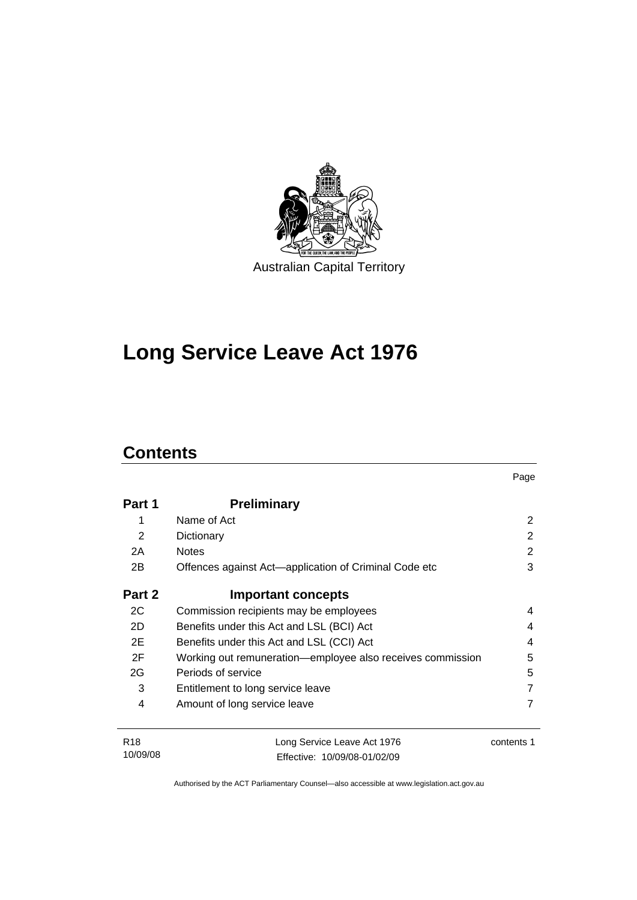Australian Capital Territory

# Long Service Leave Act 1976

## Contents

| | | Page |
|---|---|---|
| **Part 1** | **Preliminary** | |
| 1 | Name of Act | 2 |
| 2 | Dictionary | 2 |
| 2A | Notes | 2 |
| 2B | Offences against Act—application of Criminal Code etc | 3 |
| **Part 2** | **Important concepts** | |
| 2C | Commission recipients may be employees | 4 |
| 2D | Benefits under this Act and LSL (BCI) Act | 4 |
| 2E | Benefits under this Act and LSL (CCI) Act | 4 |
| 2F | Working out remuneration—employee also receives commission | 5 |
| 2G | Periods of service | 5 |
| 3 | Entitlement to long service leave | 7 |
| 4 | Amount of long service leave | 7 |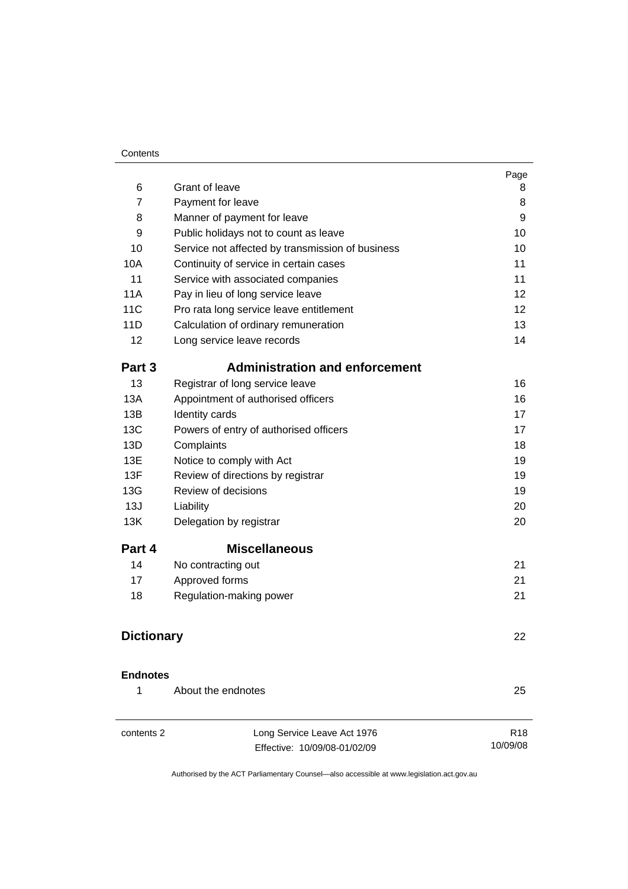| | | Page |
|---|---|---|
| 6 | Grant of leave | 8 |
| 7 | Payment for leave | 8 |
| 8 | Manner of payment for leave | 9 |
| 9 | Public holidays not to count as leave | 10 |
| 10 | Service not affected by transmission of business | 10 |
| 10A | Continuity of service in certain cases | 11 |
| 11 | Service with associated companies | 11 |
| 11A | Pay in lieu of long service leave | 12 |
| 11C | Pro rata long service leave entitlement | 12 |
| 11D | Calculation of ordinary remuneration | 13 |
| 12 | Long service leave records | 14 |
| **Part 3** | **Administration and enforcement** | |
| 13 | Registrar of long service leave | 16 |
| 13A | Appointment of authorised officers | 16 |
| 13B | Identity cards | 17 |
| 13C | Powers of entry of authorised officers | 17 |
| 13D | Complaints | 18 |
| 13E | Notice to comply with Act | 19 |
| 13F | Review of directions by registrar | 19 |
| 13G | Review of decisions | 19 |
| 13J | Liability | 20 |
| 13K | Delegation by registrar | 20 |
| **Part 4** | **Miscellaneous** | |
| 14 | No contracting out | 21 |
| 17 | Approved forms | 21 |
| 18 | Regulation-making power | 21 |

**Dictionary** 22

**Endnotes**

| | | |
|---|---|---|
| 1 | About the endnotes | 25 |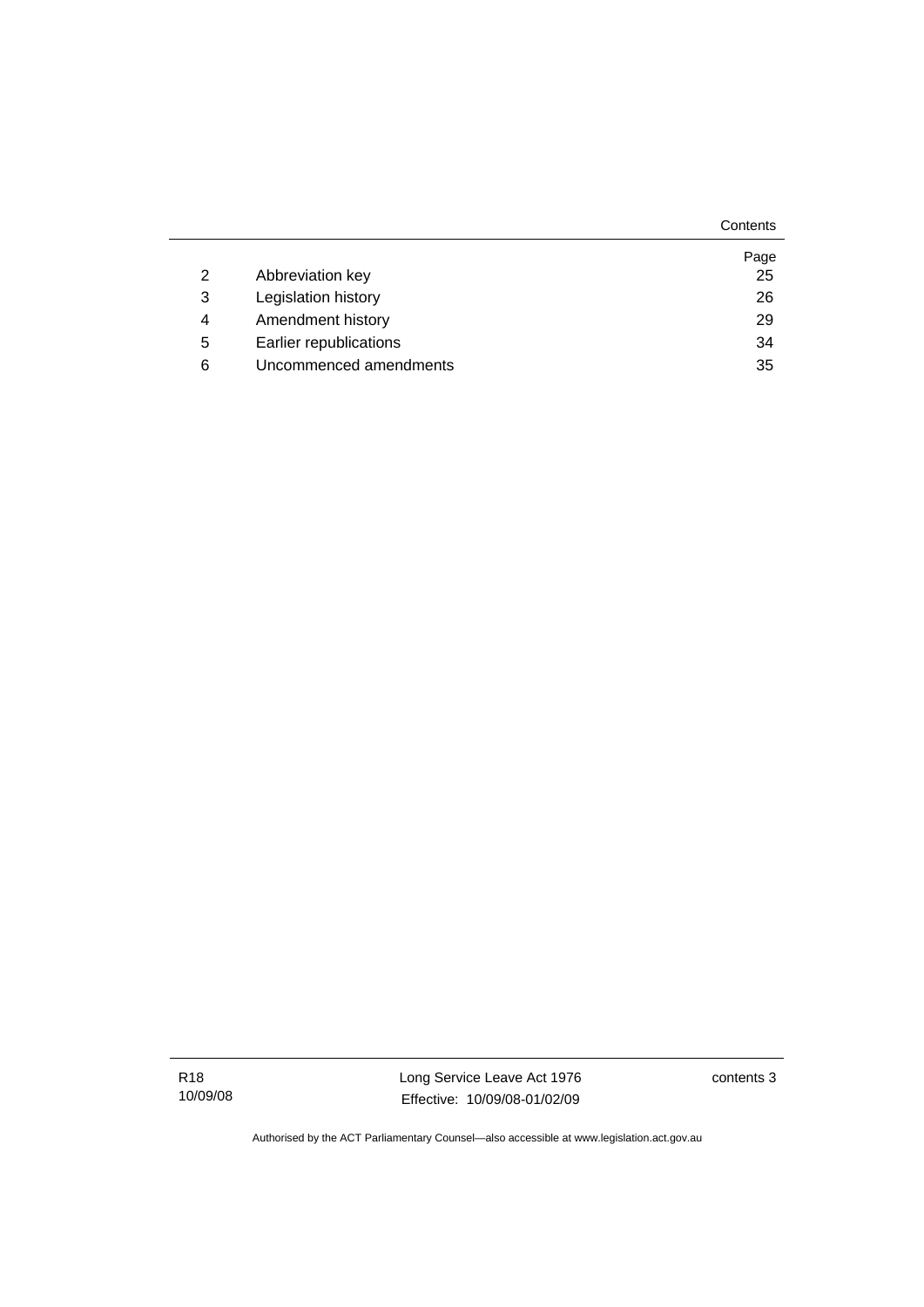| | | Page |
|---|---|---|
| 2 | Abbreviation key | 25 |
| 3 | Legislation history | 26 |
| 4 | Amendment history | 29 |
| 5 | Earlier republications | 34 |
| 6 | Uncommenced amendments | 35 |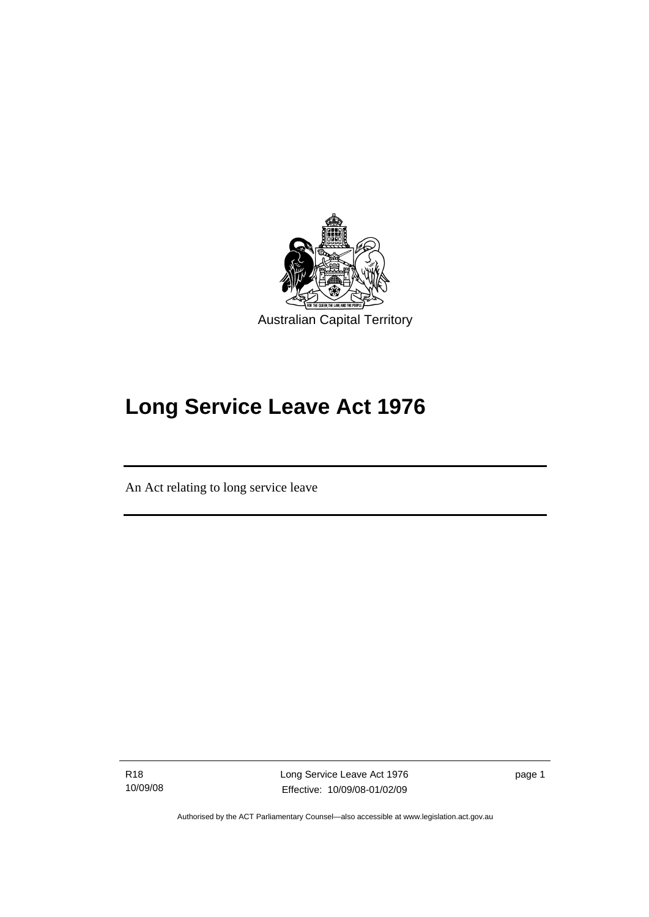Australian Capital Territory

# Long Service Leave Act 1976

An Act relating to long service leave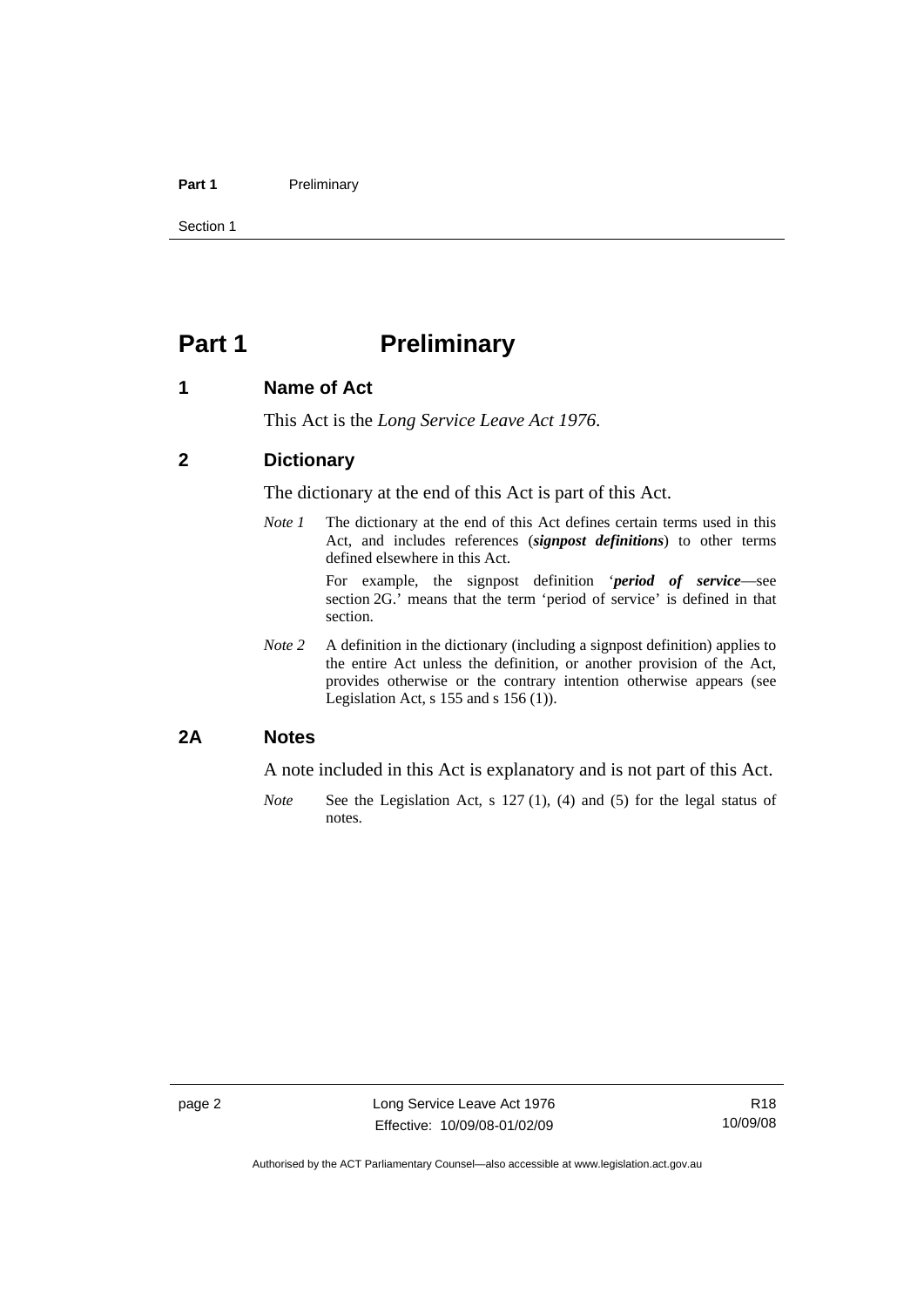# Part 1 Preliminary

## 1 Name of Act

This Act is the *Long Service Leave Act 1976*.

## 2 Dictionary

The dictionary at the end of this Act is part of this Act.

*Note 1* The dictionary at the end of this Act defines certain terms used in this Act, and includes references (***signpost definitions***) to other terms defined elsewhere in this Act.

For example, the signpost definition '***period of service***—see section 2G.' means that the term 'period of service' is defined in that section.

*Note 2* A definition in the dictionary (including a signpost definition) applies to the entire Act unless the definition, or another provision of the Act, provides otherwise or the contrary intention otherwise appears (see Legislation Act, s 155 and s 156 (1)).

## 2A Notes

A note included in this Act is explanatory and is not part of this Act.

*Note* See the Legislation Act, s 127 (1), (4) and (5) for the legal status of notes.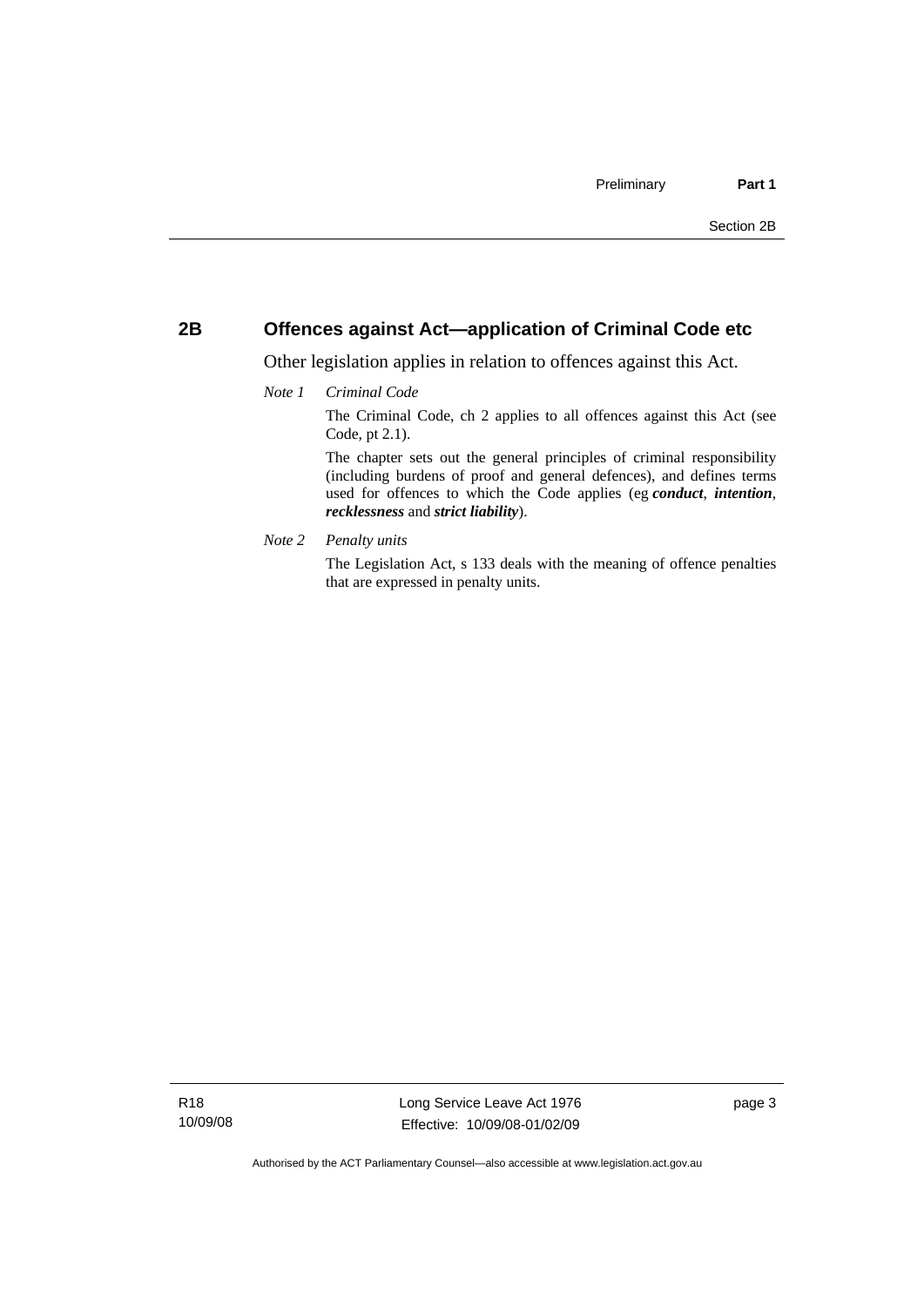## 2B Offences against Act—application of Criminal Code etc

Other legislation applies in relation to offences against this Act.

*Note 1* *Criminal Code*

The Criminal Code, ch 2 applies to all offences against this Act (see Code, pt 2.1).

The chapter sets out the general principles of criminal responsibility (including burdens of proof and general defences), and defines terms used for offences to which the Code applies (eg ***conduct***, ***intention***, ***recklessness*** and ***strict liability***).

*Note 2* *Penalty units*

The Legislation Act, s 133 deals with the meaning of offence penalties that are expressed in penalty units.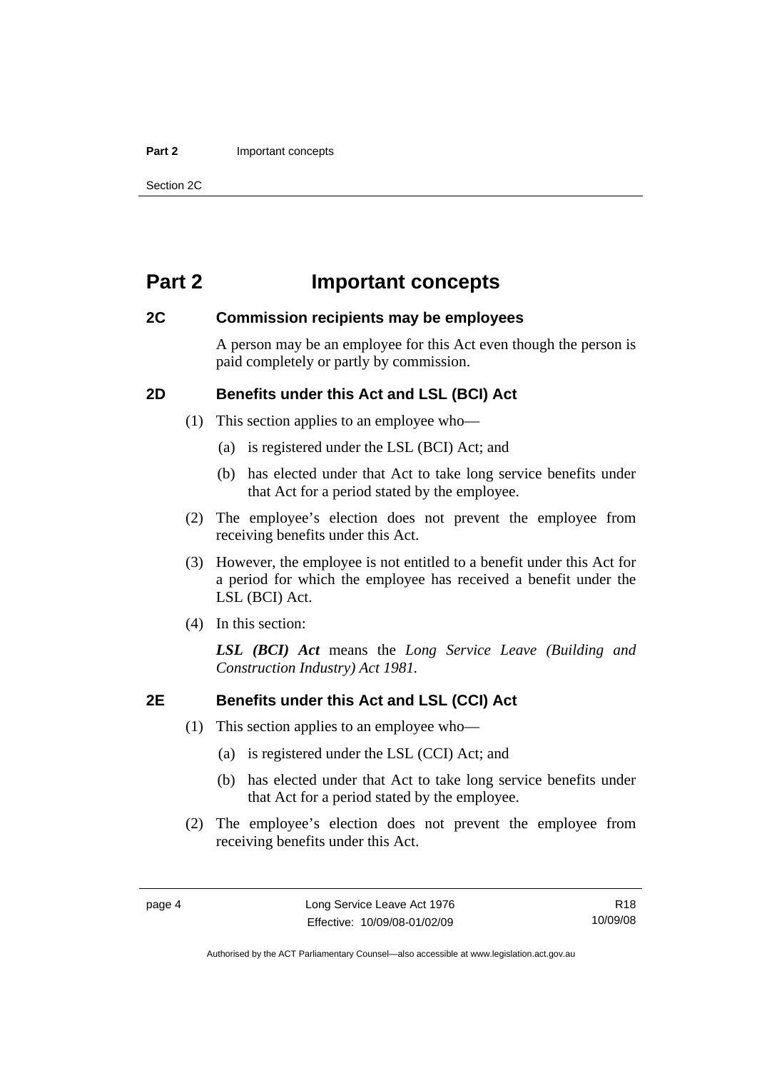# Part 2 Important concepts

## 2C Commission recipients may be employees

A person may be an employee for this Act even though the person is paid completely or partly by commission.

## 2D Benefits under this Act and LSL (BCI) Act

(1) This section applies to an employee who—

(a) is registered under the LSL (BCI) Act; and

(b) has elected under that Act to take long service benefits under that Act for a period stated by the employee.

(2) The employee's election does not prevent the employee from receiving benefits under this Act.

(3) However, the employee is not entitled to a benefit under this Act for a period for which the employee has received a benefit under the LSL (BCI) Act.

(4) In this section:

***LSL (BCI) Act*** means the *Long Service Leave (Building and Construction Industry) Act 1981.*

## 2E Benefits under this Act and LSL (CCI) Act

(1) This section applies to an employee who—

(a) is registered under the LSL (CCI) Act; and

(b) has elected under that Act to take long service benefits under that Act for a period stated by the employee.

(2) The employee's election does not prevent the employee from receiving benefits under this Act.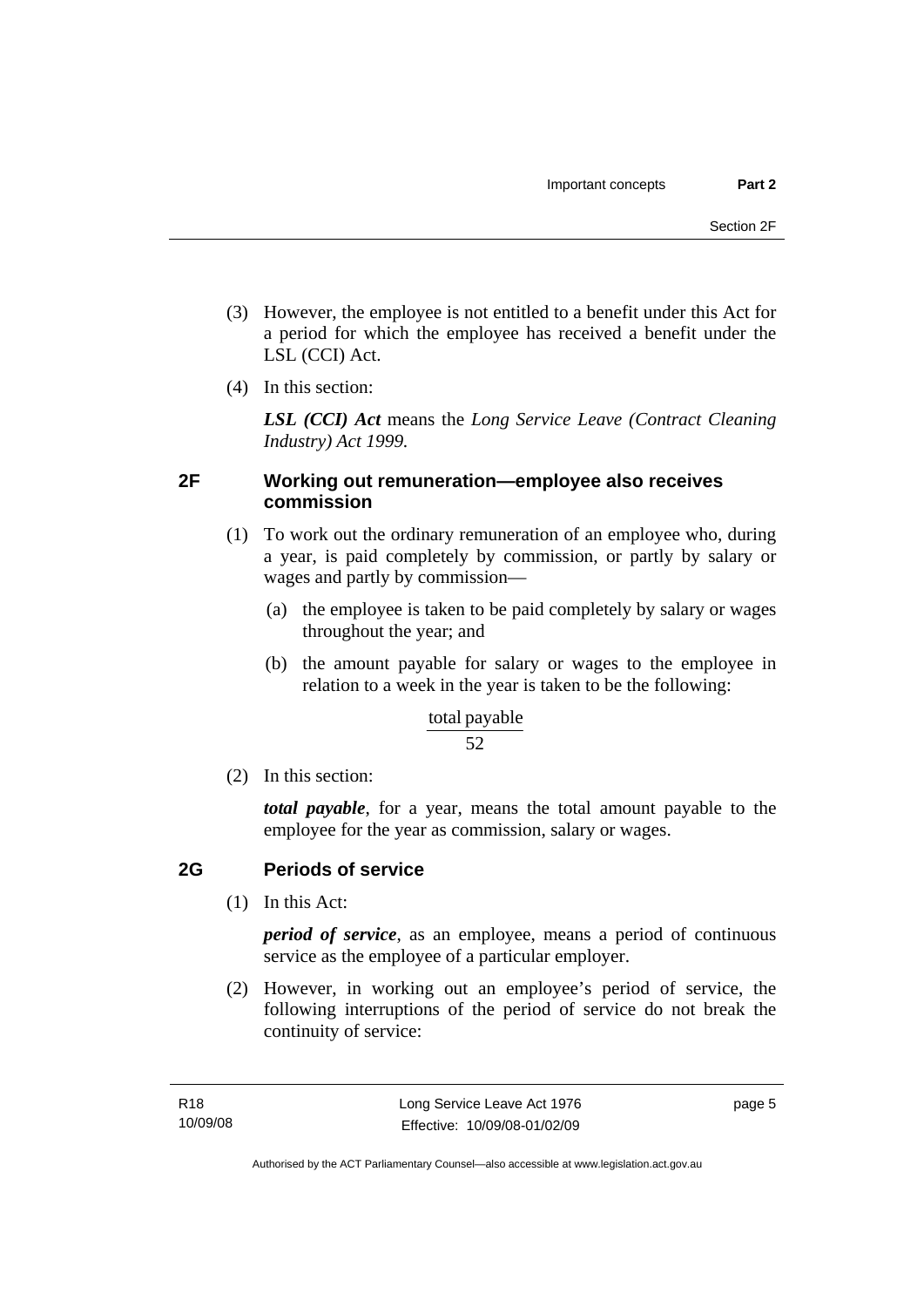(3) However, the employee is not entitled to a benefit under this Act for a period for which the employee has received a benefit under the LSL (CCI) Act.

(4) In this section:

***LSL (CCI) Act*** means the *Long Service Leave (Contract Cleaning Industry) Act 1999.*

## 2F Working out remuneration—employee also receives commission

(1) To work out the ordinary remuneration of an employee who, during a year, is paid completely by commission, or partly by salary or wages and partly by commission—

(a) the employee is taken to be paid completely by salary or wages throughout the year; and

(b) the amount payable for salary or wages to the employee in relation to a week in the year is taken to be the following:

$$\frac{\text{total payable}}{52}$$

(2) In this section:

***total payable***, for a year, means the total amount payable to the employee for the year as commission, salary or wages.

## 2G Periods of service

(1) In this Act:

***period of service***, as an employee, means a period of continuous service as the employee of a particular employer.

(2) However, in working out an employee's period of service, the following interruptions of the period of service do not break the continuity of service: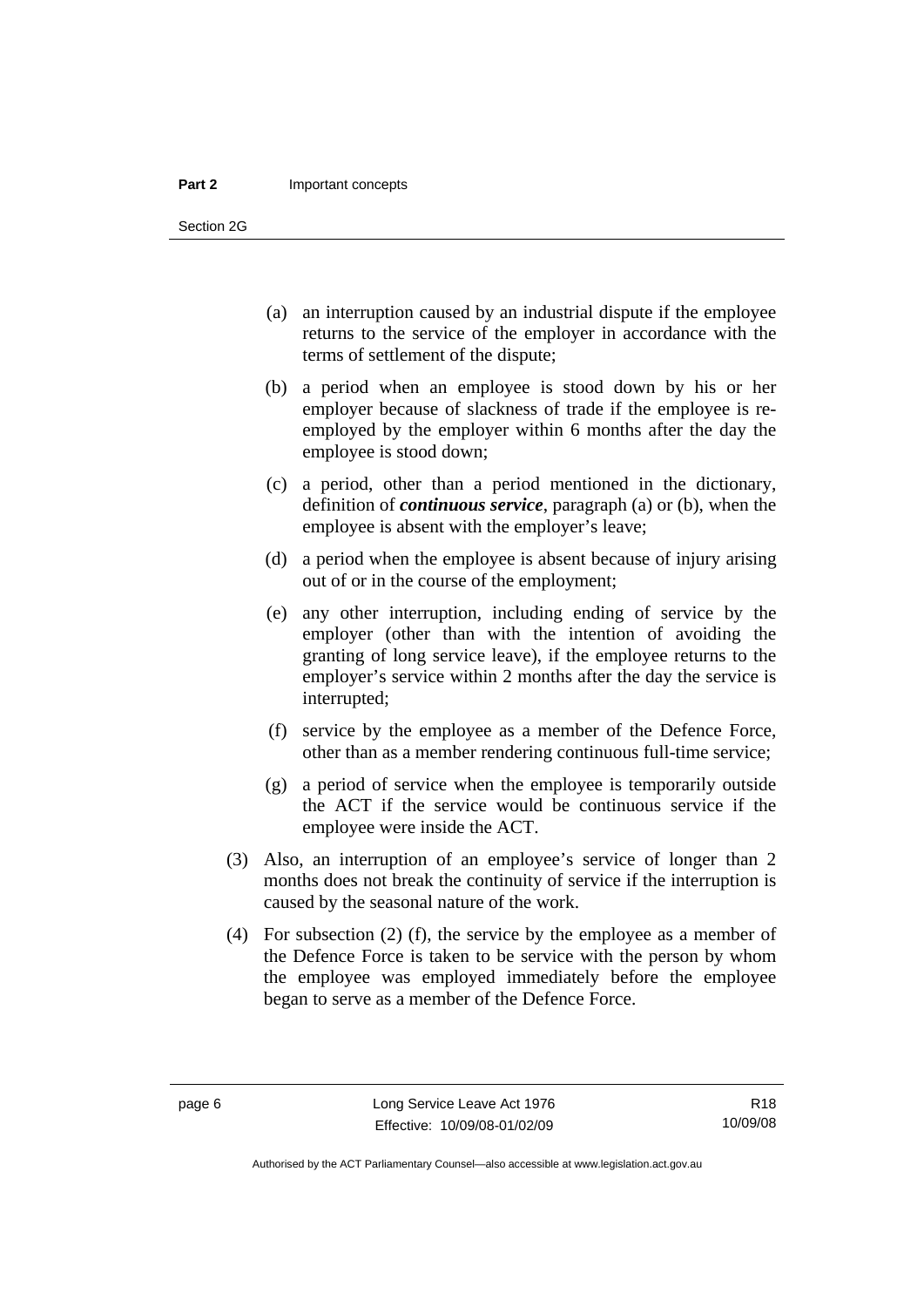(a) an interruption caused by an industrial dispute if the employee returns to the service of the employer in accordance with the terms of settlement of the dispute;

(b) a period when an employee is stood down by his or her employer because of slackness of trade if the employee is re-employed by the employer within 6 months after the day the employee is stood down;

(c) a period, other than a period mentioned in the dictionary, definition of ***continuous service***, paragraph (a) or (b), when the employee is absent with the employer's leave;

(d) a period when the employee is absent because of injury arising out of or in the course of the employment;

(e) any other interruption, including ending of service by the employer (other than with the intention of avoiding the granting of long service leave), if the employee returns to the employer's service within 2 months after the day the service is interrupted;

(f) service by the employee as a member of the Defence Force, other than as a member rendering continuous full-time service;

(g) a period of service when the employee is temporarily outside the ACT if the service would be continuous service if the employee were inside the ACT.

(3) Also, an interruption of an employee's service of longer than 2 months does not break the continuity of service if the interruption is caused by the seasonal nature of the work.

(4) For subsection (2) (f), the service by the employee as a member of the Defence Force is taken to be service with the person by whom the employee was employed immediately before the employee began to serve as a member of the Defence Force.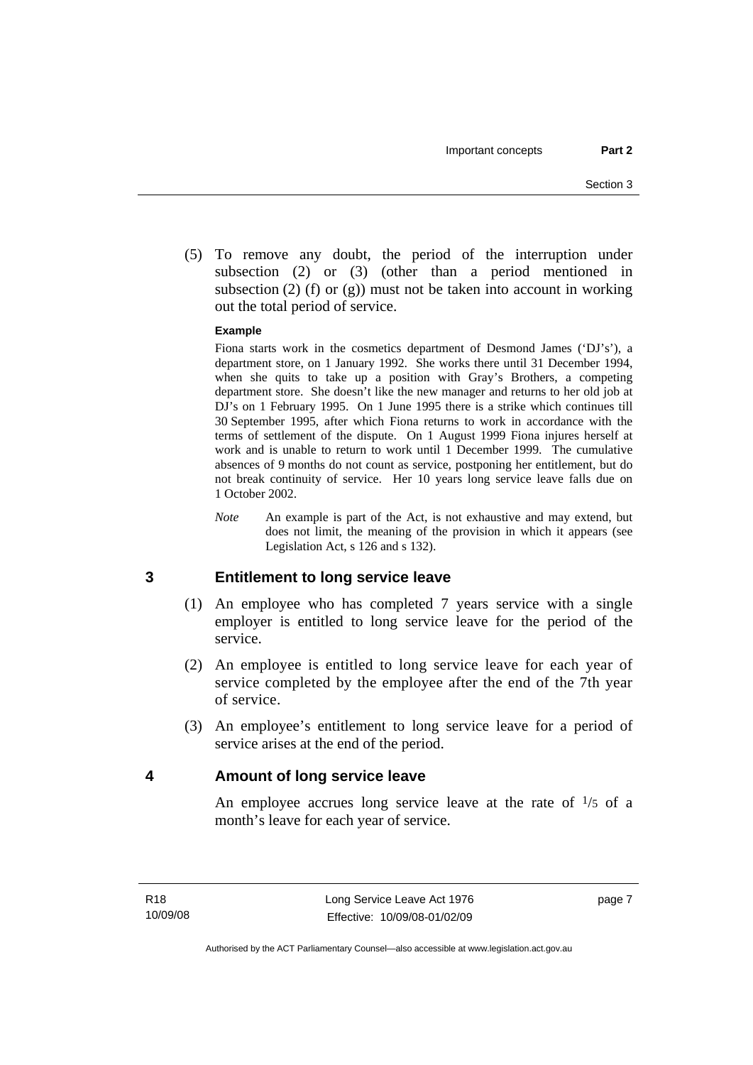(5) To remove any doubt, the period of the interruption under subsection (2) or (3) (other than a period mentioned in subsection (2) (f) or (g)) must not be taken into account in working out the total period of service.

**Example**

Fiona starts work in the cosmetics department of Desmond James ('DJ's'), a department store, on 1 January 1992. She works there until 31 December 1994, when she quits to take up a position with Gray's Brothers, a competing department store. She doesn't like the new manager and returns to her old job at DJ's on 1 February 1995. On 1 June 1995 there is a strike which continues till 30 September 1995, after which Fiona returns to work in accordance with the terms of settlement of the dispute. On 1 August 1999 Fiona injures herself at work and is unable to return to work until 1 December 1999. The cumulative absences of 9 months do not count as service, postponing her entitlement, but do not break continuity of service. Her 10 years long service leave falls due on 1 October 2002.

*Note* An example is part of the Act, is not exhaustive and may extend, but does not limit, the meaning of the provision in which it appears (see Legislation Act, s 126 and s 132).

## 3 Entitlement to long service leave

(1) An employee who has completed 7 years service with a single employer is entitled to long service leave for the period of the service.

(2) An employee is entitled to long service leave for each year of service completed by the employee after the end of the 7th year of service.

(3) An employee's entitlement to long service leave for a period of service arises at the end of the period.

## 4 Amount of long service leave

An employee accrues long service leave at the rate of $^1/_5$ of a month's leave for each year of service.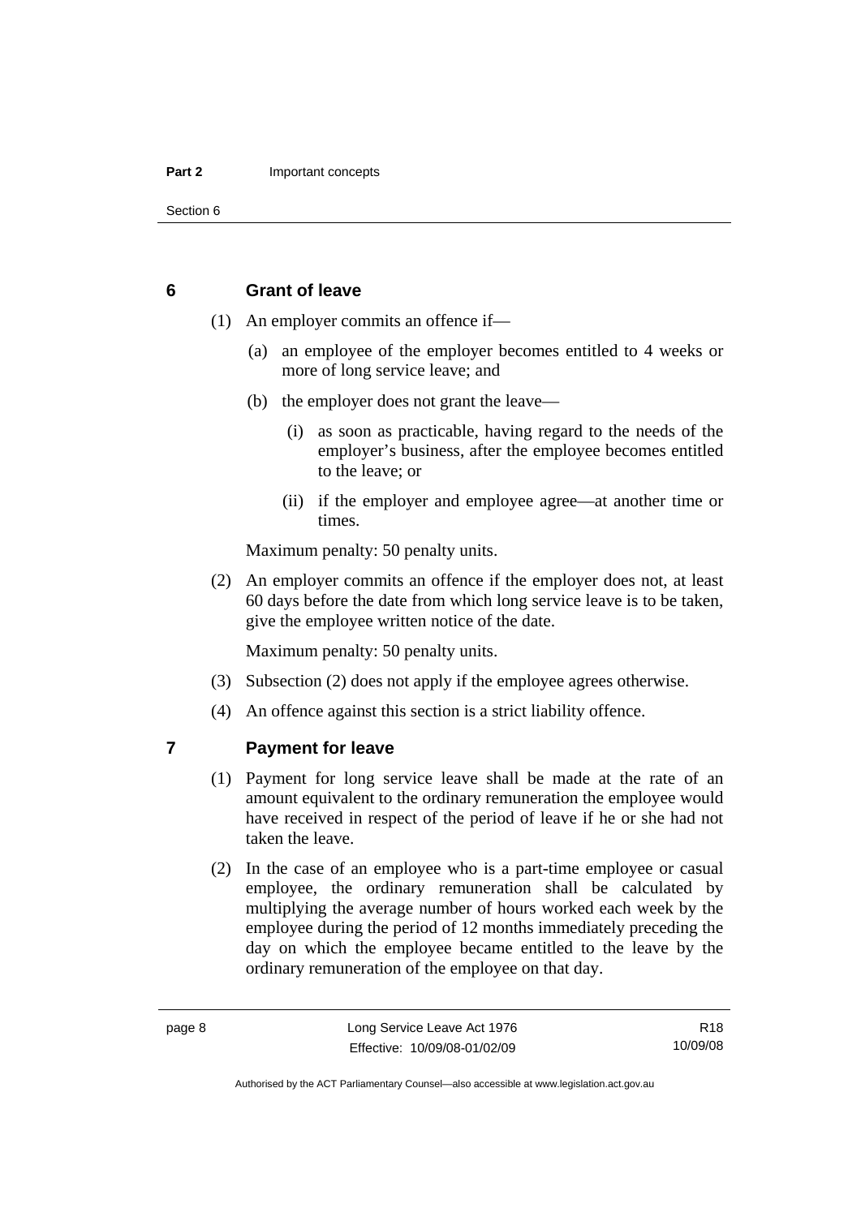## 6 Grant of leave

(1) An employer commits an offence if—

(a) an employee of the employer becomes entitled to 4 weeks or more of long service leave; and

(b) the employer does not grant the leave—

(i) as soon as practicable, having regard to the needs of the employer's business, after the employee becomes entitled to the leave; or

(ii) if the employer and employee agree—at another time or times.

Maximum penalty: 50 penalty units.

(2) An employer commits an offence if the employer does not, at least 60 days before the date from which long service leave is to be taken, give the employee written notice of the date.

Maximum penalty: 50 penalty units.

(3) Subsection (2) does not apply if the employee agrees otherwise.

(4) An offence against this section is a strict liability offence.

## 7 Payment for leave

(1) Payment for long service leave shall be made at the rate of an amount equivalent to the ordinary remuneration the employee would have received in respect of the period of leave if he or she had not taken the leave.

(2) In the case of an employee who is a part-time employee or casual employee, the ordinary remuneration shall be calculated by multiplying the average number of hours worked each week by the employee during the period of 12 months immediately preceding the day on which the employee became entitled to the leave by the ordinary remuneration of the employee on that day.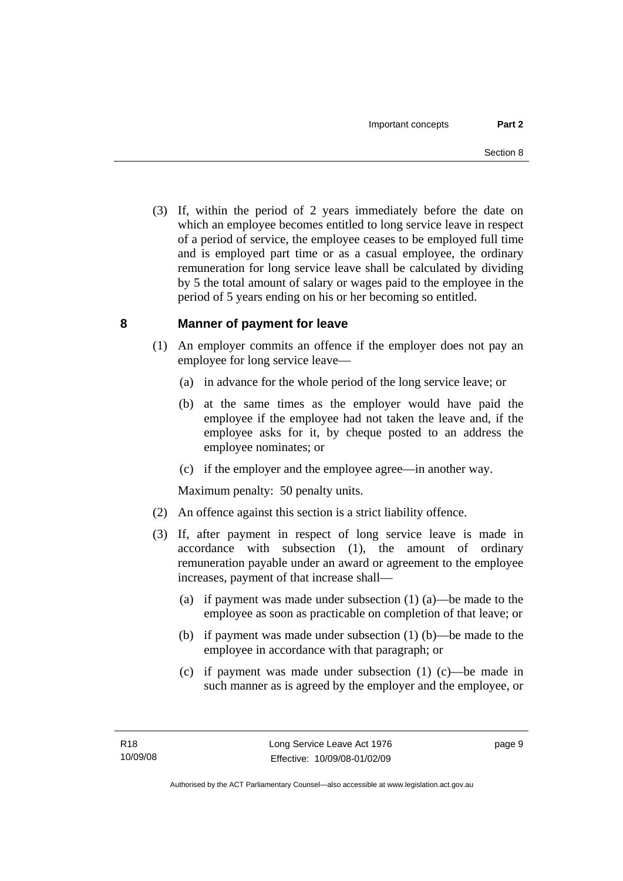(3) If, within the period of 2 years immediately before the date on which an employee becomes entitled to long service leave in respect of a period of service, the employee ceases to be employed full time and is employed part time or as a casual employee, the ordinary remuneration for long service leave shall be calculated by dividing by 5 the total amount of salary or wages paid to the employee in the period of 5 years ending on his or her becoming so entitled.

## 8 Manner of payment for leave

(1) An employer commits an offence if the employer does not pay an employee for long service leave—

(a) in advance for the whole period of the long service leave; or

(b) at the same times as the employer would have paid the employee if the employee had not taken the leave and, if the employee asks for it, by cheque posted to an address the employee nominates; or

(c) if the employer and the employee agree—in another way.

Maximum penalty: 50 penalty units.

(2) An offence against this section is a strict liability offence.

(3) If, after payment in respect of long service leave is made in accordance with subsection (1), the amount of ordinary remuneration payable under an award or agreement to the employee increases, payment of that increase shall—

(a) if payment was made under subsection (1) (a)—be made to the employee as soon as practicable on completion of that leave; or

(b) if payment was made under subsection (1) (b)—be made to the employee in accordance with that paragraph; or

(c) if payment was made under subsection (1) (c)—be made in such manner as is agreed by the employer and the employee, or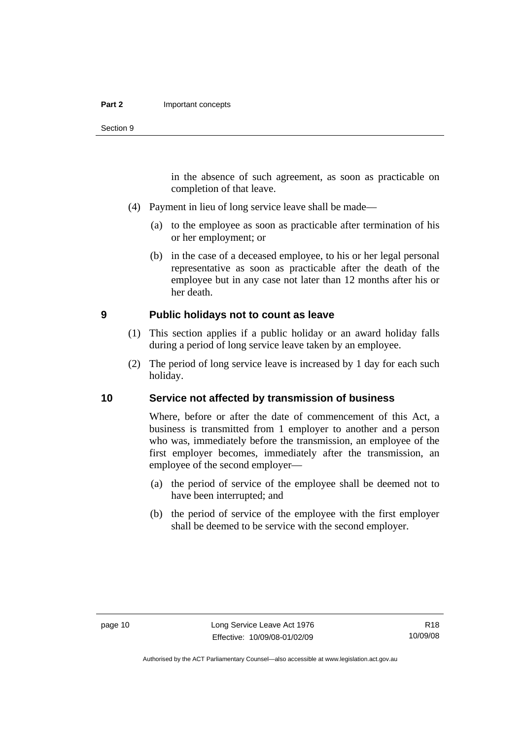in the absence of such agreement, as soon as practicable on completion of that leave.

(4) Payment in lieu of long service leave shall be made—

(a) to the employee as soon as practicable after termination of his or her employment; or

(b) in the case of a deceased employee, to his or her legal personal representative as soon as practicable after the death of the employee but in any case not later than 12 months after his or her death.

## 9 Public holidays not to count as leave

(1) This section applies if a public holiday or an award holiday falls during a period of long service leave taken by an employee.

(2) The period of long service leave is increased by 1 day for each such holiday.

## 10 Service not affected by transmission of business

Where, before or after the date of commencement of this Act, a business is transmitted from 1 employer to another and a person who was, immediately before the transmission, an employee of the first employer becomes, immediately after the transmission, an employee of the second employer—

(a) the period of service of the employee shall be deemed not to have been interrupted; and

(b) the period of service of the employee with the first employer shall be deemed to be service with the second employer.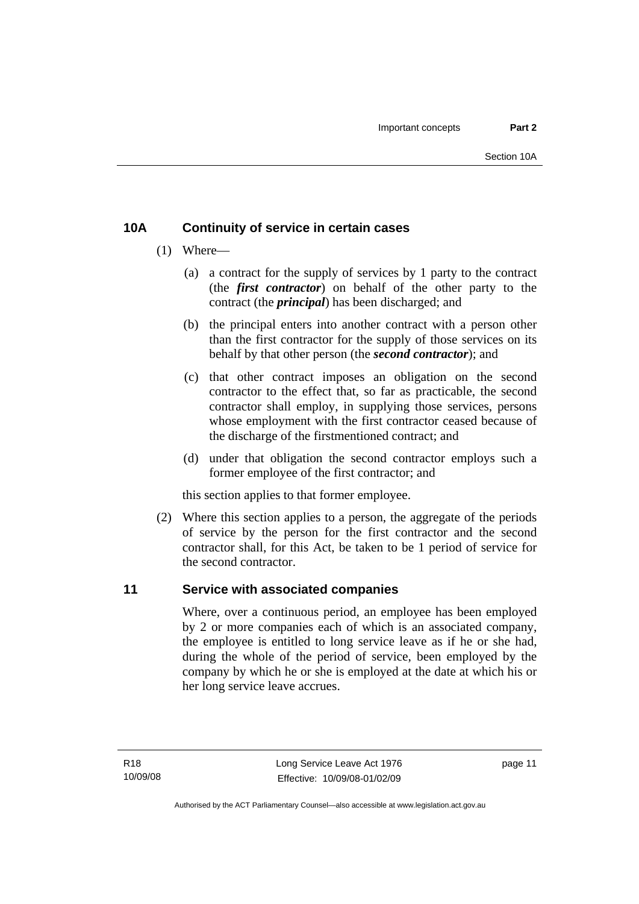## 10A Continuity of service in certain cases

(1) Where—

(a) a contract for the supply of services by 1 party to the contract (the ***first contractor***) on behalf of the other party to the contract (the ***principal***) has been discharged; and

(b) the principal enters into another contract with a person other than the first contractor for the supply of those services on its behalf by that other person (the ***second contractor***); and

(c) that other contract imposes an obligation on the second contractor to the effect that, so far as practicable, the second contractor shall employ, in supplying those services, persons whose employment with the first contractor ceased because of the discharge of the firstmentioned contract; and

(d) under that obligation the second contractor employs such a former employee of the first contractor; and

this section applies to that former employee.

(2) Where this section applies to a person, the aggregate of the periods of service by the person for the first contractor and the second contractor shall, for this Act, be taken to be 1 period of service for the second contractor.

## 11 Service with associated companies

Where, over a continuous period, an employee has been employed by 2 or more companies each of which is an associated company, the employee is entitled to long service leave as if he or she had, during the whole of the period of service, been employed by the company by which he or she is employed at the date at which his or her long service leave accrues.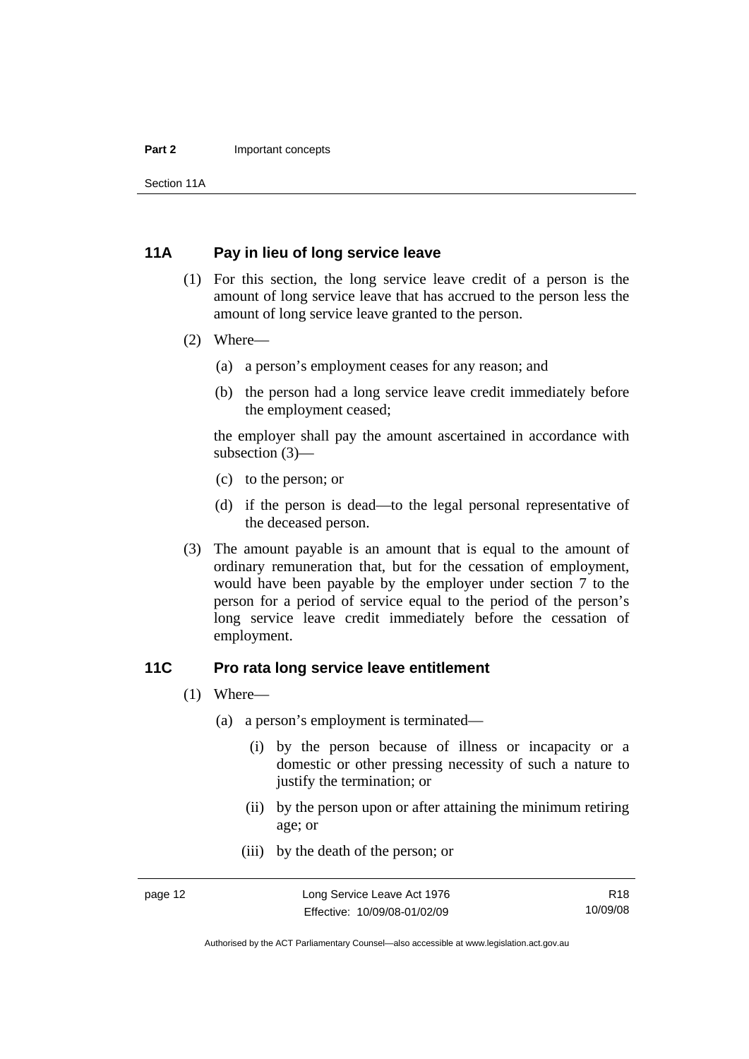## 11A Pay in lieu of long service leave

(1) For this section, the long service leave credit of a person is the amount of long service leave that has accrued to the person less the amount of long service leave granted to the person.

(2) Where—

(a) a person's employment ceases for any reason; and

(b) the person had a long service leave credit immediately before the employment ceased;

the employer shall pay the amount ascertained in accordance with subsection (3)—

(c) to the person; or

(d) if the person is dead—to the legal personal representative of the deceased person.

(3) The amount payable is an amount that is equal to the amount of ordinary remuneration that, but for the cessation of employment, would have been payable by the employer under section 7 to the person for a period of service equal to the period of the person's long service leave credit immediately before the cessation of employment.

## 11C Pro rata long service leave entitlement

(1) Where—

(a) a person's employment is terminated—

(i) by the person because of illness or incapacity or a domestic or other pressing necessity of such a nature to justify the termination; or

(ii) by the person upon or after attaining the minimum retiring age; or

(iii) by the death of the person; or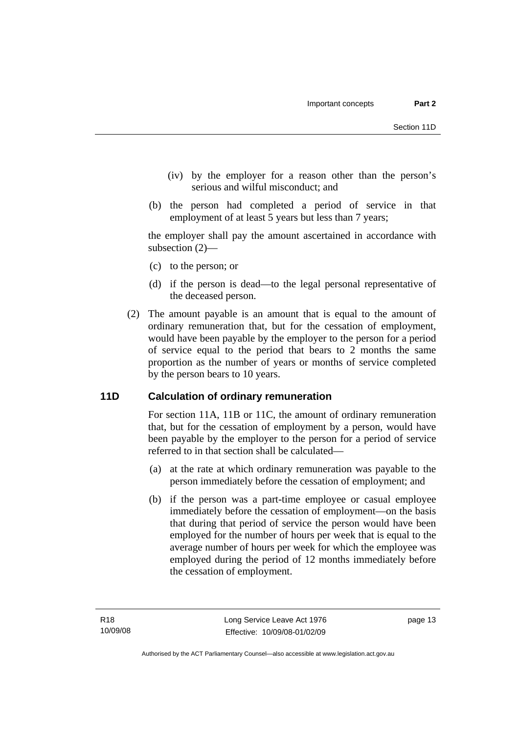(iv) by the employer for a reason other than the person's serious and wilful misconduct; and

(b) the person had completed a period of service in that employment of at least 5 years but less than 7 years;

the employer shall pay the amount ascertained in accordance with subsection (2)—

(c) to the person; or

(d) if the person is dead—to the legal personal representative of the deceased person.

(2) The amount payable is an amount that is equal to the amount of ordinary remuneration that, but for the cessation of employment, would have been payable by the employer to the person for a period of service equal to the period that bears to 2 months the same proportion as the number of years or months of service completed by the person bears to 10 years.

## 11D Calculation of ordinary remuneration

For section 11A, 11B or 11C, the amount of ordinary remuneration that, but for the cessation of employment by a person, would have been payable by the employer to the person for a period of service referred to in that section shall be calculated—

(a) at the rate at which ordinary remuneration was payable to the person immediately before the cessation of employment; and

(b) if the person was a part-time employee or casual employee immediately before the cessation of employment—on the basis that during that period of service the person would have been employed for the number of hours per week that is equal to the average number of hours per week for which the employee was employed during the period of 12 months immediately before the cessation of employment.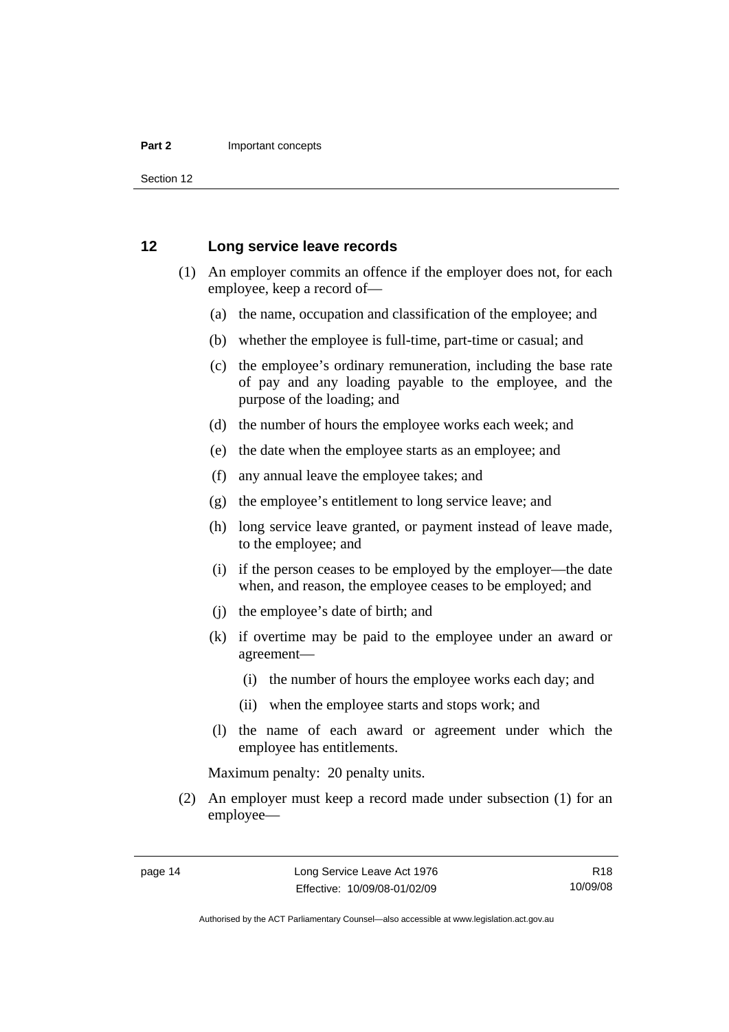## 12 Long service leave records

(1) An employer commits an offence if the employer does not, for each employee, keep a record of—

(a) the name, occupation and classification of the employee; and

(b) whether the employee is full-time, part-time or casual; and

(c) the employee's ordinary remuneration, including the base rate of pay and any loading payable to the employee, and the purpose of the loading; and

(d) the number of hours the employee works each week; and

(e) the date when the employee starts as an employee; and

(f) any annual leave the employee takes; and

(g) the employee's entitlement to long service leave; and

(h) long service leave granted, or payment instead of leave made, to the employee; and

(i) if the person ceases to be employed by the employer—the date when, and reason, the employee ceases to be employed; and

(j) the employee's date of birth; and

(k) if overtime may be paid to the employee under an award or agreement—

(i) the number of hours the employee works each day; and

(ii) when the employee starts and stops work; and

(l) the name of each award or agreement under which the employee has entitlements.

Maximum penalty: 20 penalty units.

(2) An employer must keep a record made under subsection (1) for an employee—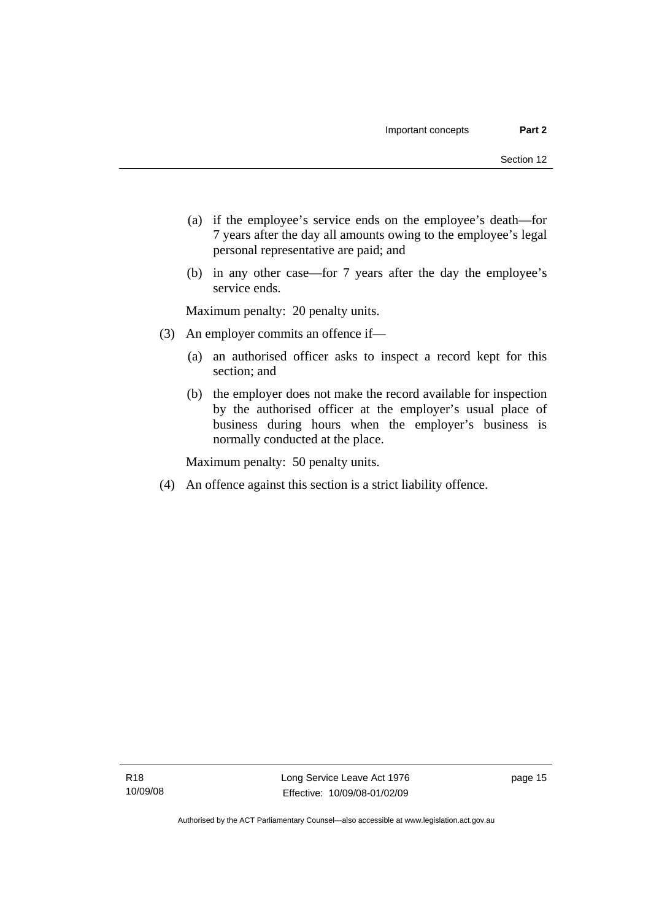(a) if the employee's service ends on the employee's death—for 7 years after the day all amounts owing to the employee's legal personal representative are paid; and

(b) in any other case—for 7 years after the day the employee's service ends.

Maximum penalty: 20 penalty units.

(3) An employer commits an offence if—

(a) an authorised officer asks to inspect a record kept for this section; and

(b) the employer does not make the record available for inspection by the authorised officer at the employer's usual place of business during hours when the employer's business is normally conducted at the place.

Maximum penalty: 50 penalty units.

(4) An offence against this section is a strict liability offence.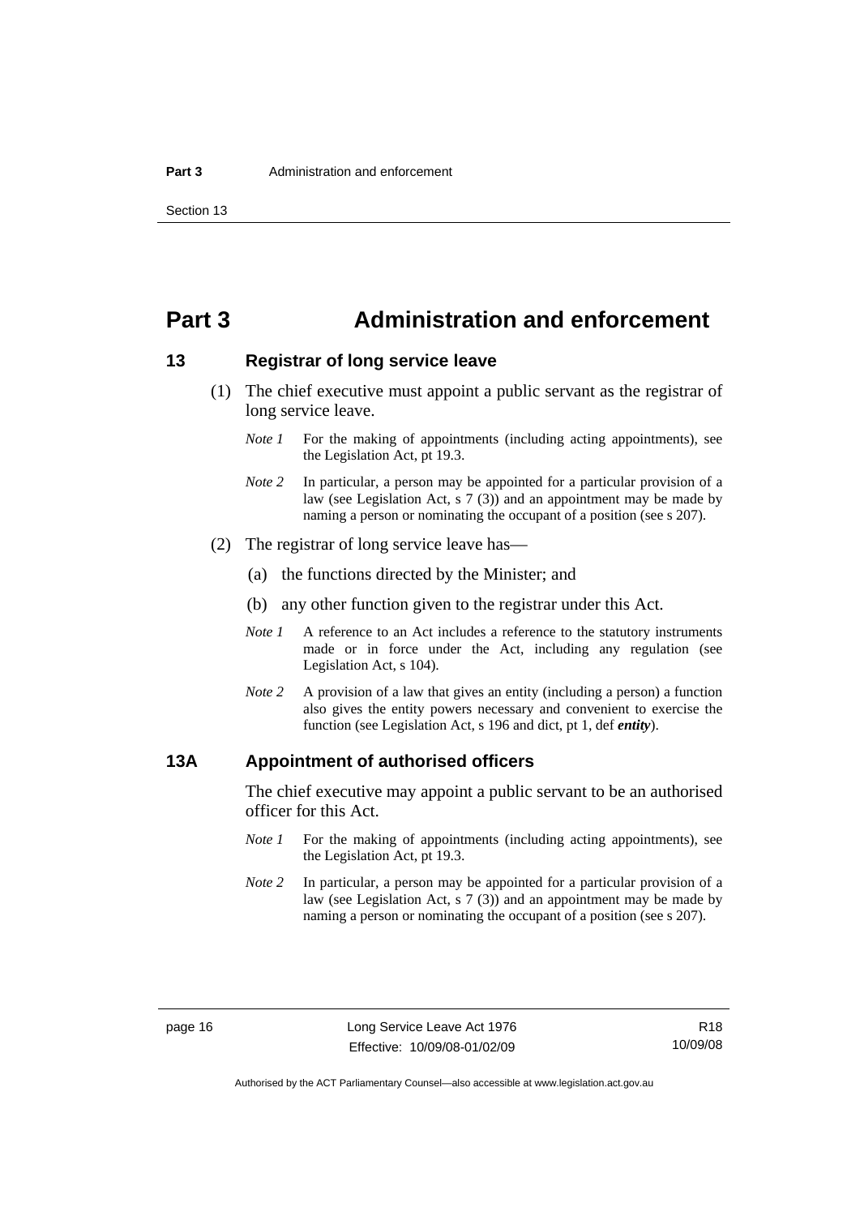# Part 3 Administration and enforcement

## 13 Registrar of long service leave

(1) The chief executive must appoint a public servant as the registrar of long service leave.

*Note 1* For the making of appointments (including acting appointments), see the Legislation Act, pt 19.3.

*Note 2* In particular, a person may be appointed for a particular provision of a law (see Legislation Act, s 7 (3)) and an appointment may be made by naming a person or nominating the occupant of a position (see s 207).

(2) The registrar of long service leave has—

(a) the functions directed by the Minister; and

(b) any other function given to the registrar under this Act.

*Note 1* A reference to an Act includes a reference to the statutory instruments made or in force under the Act, including any regulation (see Legislation Act, s 104).

*Note 2* A provision of a law that gives an entity (including a person) a function also gives the entity powers necessary and convenient to exercise the function (see Legislation Act, s 196 and dict, pt 1, def ***entity***).

## 13A Appointment of authorised officers

The chief executive may appoint a public servant to be an authorised officer for this Act.

*Note 1* For the making of appointments (including acting appointments), see the Legislation Act, pt 19.3.

*Note 2* In particular, a person may be appointed for a particular provision of a law (see Legislation Act, s 7 (3)) and an appointment may be made by naming a person or nominating the occupant of a position (see s 207).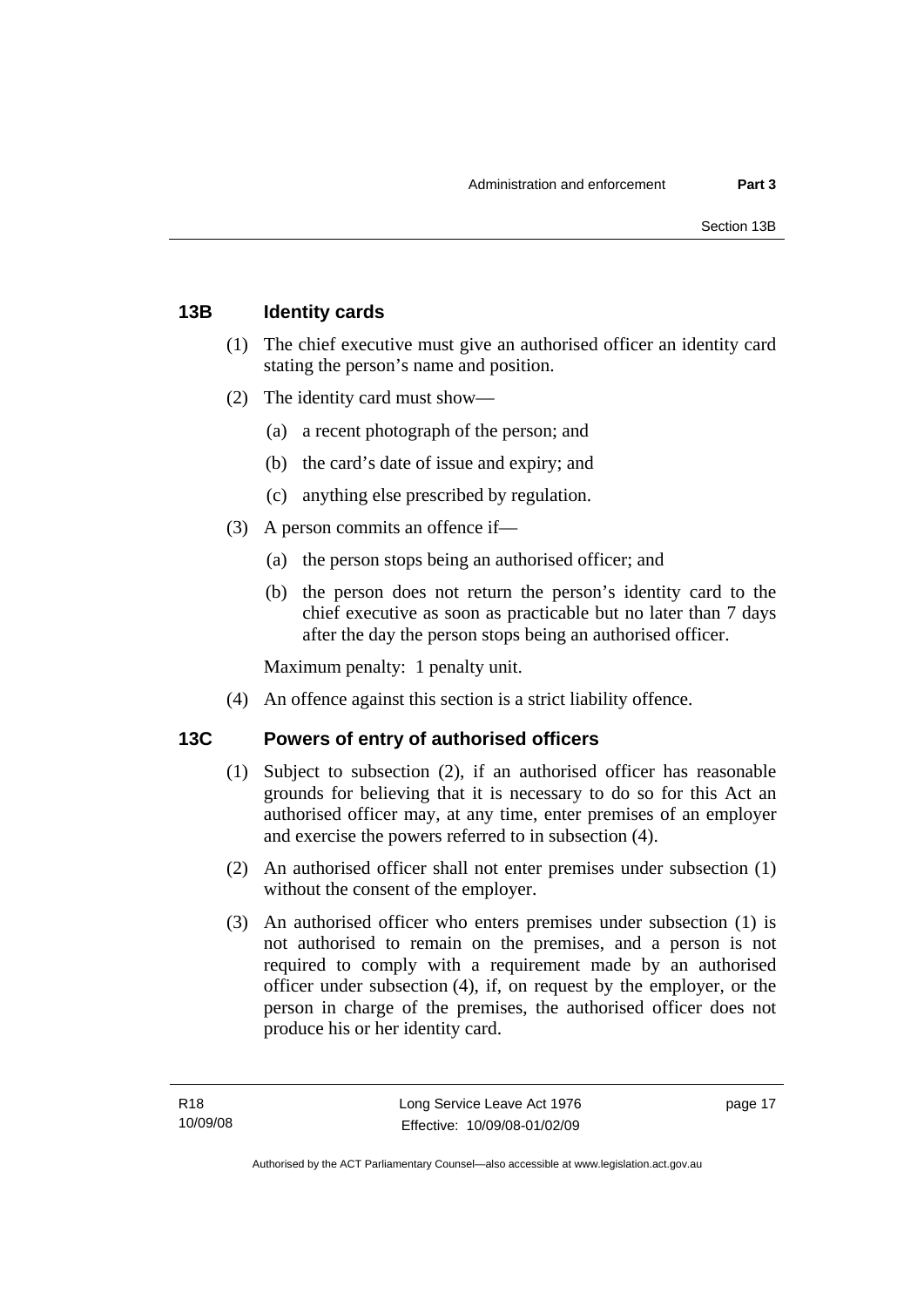## 13B Identity cards

(1) The chief executive must give an authorised officer an identity card stating the person's name and position.

(2) The identity card must show—

(a) a recent photograph of the person; and

(b) the card's date of issue and expiry; and

(c) anything else prescribed by regulation.

(3) A person commits an offence if—

(a) the person stops being an authorised officer; and

(b) the person does not return the person's identity card to the chief executive as soon as practicable but no later than 7 days after the day the person stops being an authorised officer.

Maximum penalty: 1 penalty unit.

(4) An offence against this section is a strict liability offence.

## 13C Powers of entry of authorised officers

(1) Subject to subsection (2), if an authorised officer has reasonable grounds for believing that it is necessary to do so for this Act an authorised officer may, at any time, enter premises of an employer and exercise the powers referred to in subsection (4).

(2) An authorised officer shall not enter premises under subsection (1) without the consent of the employer.

(3) An authorised officer who enters premises under subsection (1) is not authorised to remain on the premises, and a person is not required to comply with a requirement made by an authorised officer under subsection (4), if, on request by the employer, or the person in charge of the premises, the authorised officer does not produce his or her identity card.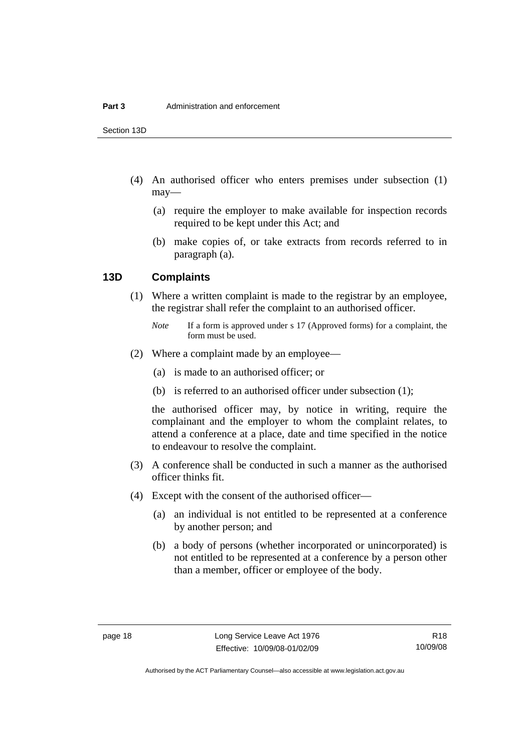(4) An authorised officer who enters premises under subsection (1) may—

(a) require the employer to make available for inspection records required to be kept under this Act; and

(b) make copies of, or take extracts from records referred to in paragraph (a).

### 13D Complaints

(1) Where a written complaint is made to the registrar by an employee, the registrar shall refer the complaint to an authorised officer.

*Note* If a form is approved under s 17 (Approved forms) for a complaint, the form must be used.

(2) Where a complaint made by an employee—

(a) is made to an authorised officer; or

(b) is referred to an authorised officer under subsection (1);

the authorised officer may, by notice in writing, require the complainant and the employer to whom the complaint relates, to attend a conference at a place, date and time specified in the notice to endeavour to resolve the complaint.

(3) A conference shall be conducted in such a manner as the authorised officer thinks fit.

(4) Except with the consent of the authorised officer—

(a) an individual is not entitled to be represented at a conference by another person; and

(b) a body of persons (whether incorporated or unincorporated) is not entitled to be represented at a conference by a person other than a member, officer or employee of the body.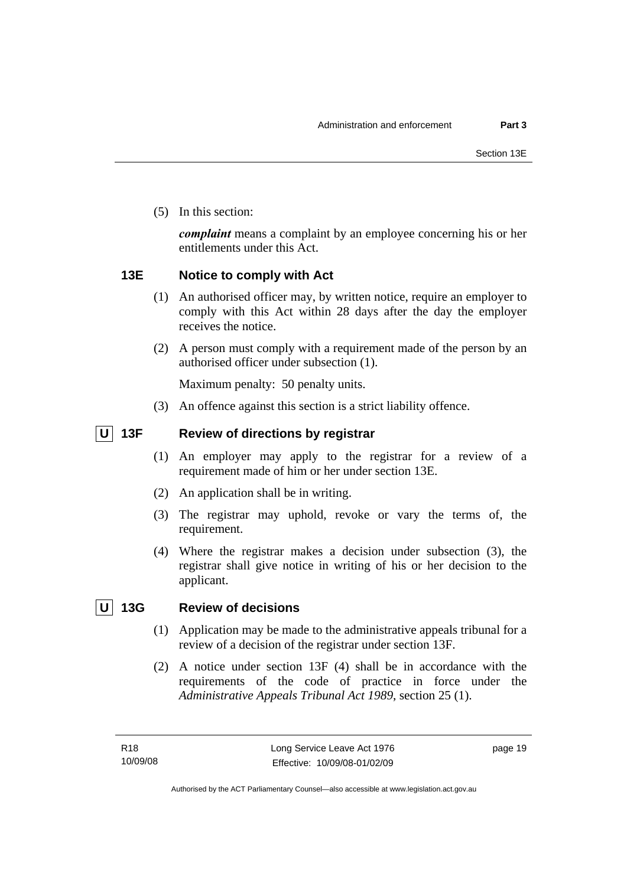(5) In this section:

***complaint*** means a complaint by an employee concerning his or her entitlements under this Act.

### 13E Notice to comply with Act

(1) An authorised officer may, by written notice, require an employer to comply with this Act within 28 days after the day the employer receives the notice.

(2) A person must comply with a requirement made of the person by an authorised officer under subsection (1).

Maximum penalty: 50 penalty units.

(3) An offence against this section is a strict liability offence.

### U 13F Review of directions by registrar

(1) An employer may apply to the registrar for a review of a requirement made of him or her under section 13E.

(2) An application shall be in writing.

(3) The registrar may uphold, revoke or vary the terms of, the requirement.

(4) Where the registrar makes a decision under subsection (3), the registrar shall give notice in writing of his or her decision to the applicant.

### U 13G Review of decisions

(1) Application may be made to the administrative appeals tribunal for a review of a decision of the registrar under section 13F.

(2) A notice under section 13F (4) shall be in accordance with the requirements of the code of practice in force under the *Administrative Appeals Tribunal Act 1989*, section 25 (1).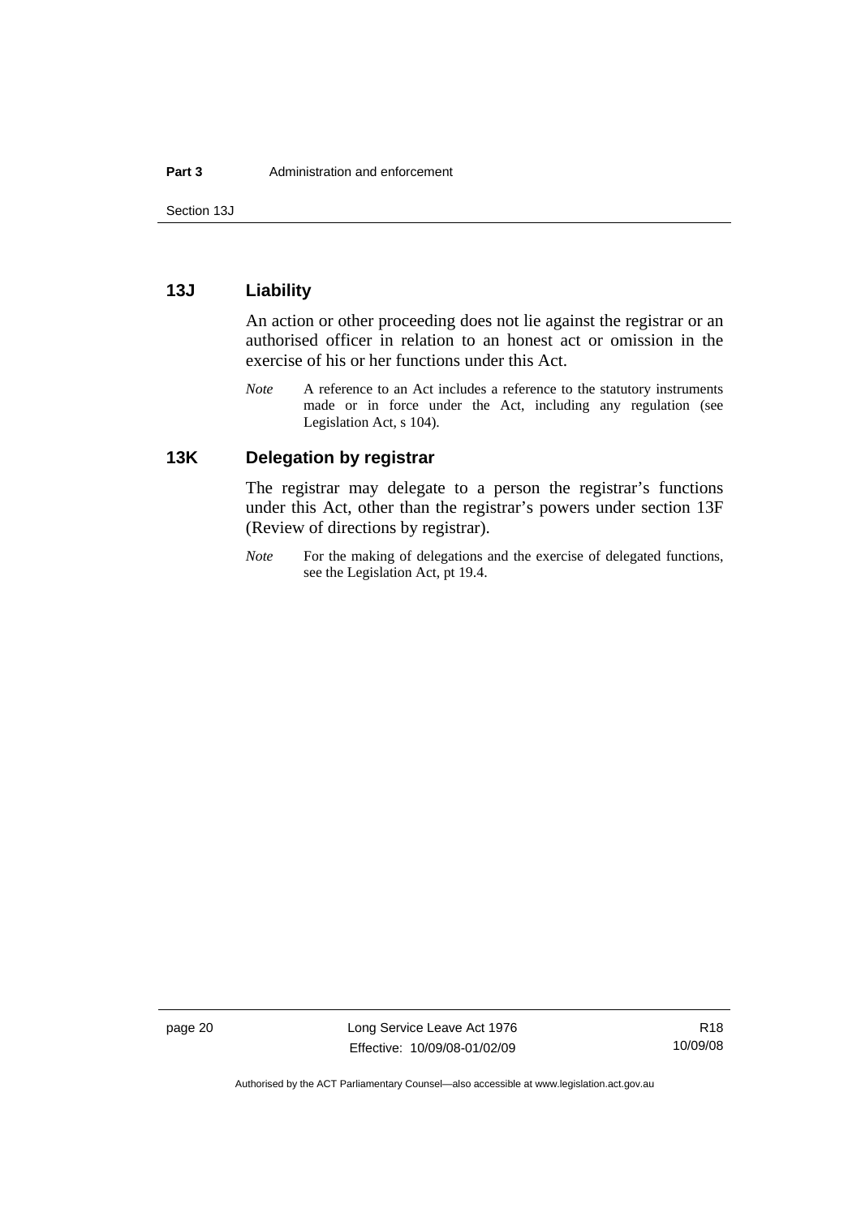### 13J Liability

An action or other proceeding does not lie against the registrar or an authorised officer in relation to an honest act or omission in the exercise of his or her functions under this Act.

*Note* A reference to an Act includes a reference to the statutory instruments made or in force under the Act, including any regulation (see Legislation Act, s 104).

### 13K Delegation by registrar

The registrar may delegate to a person the registrar's functions under this Act, other than the registrar's powers under section 13F (Review of directions by registrar).

*Note* For the making of delegations and the exercise of delegated functions, see the Legislation Act, pt 19.4.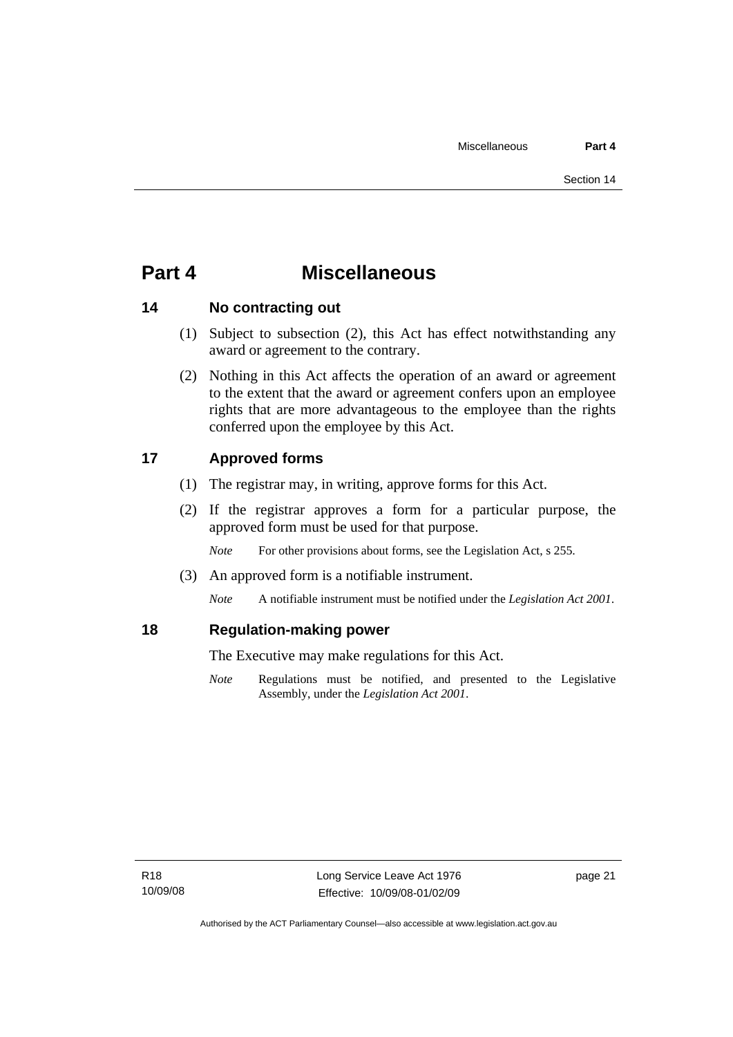# Part 4 Miscellaneous

## 14 No contracting out

(1) Subject to subsection (2), this Act has effect notwithstanding any award or agreement to the contrary.

(2) Nothing in this Act affects the operation of an award or agreement to the extent that the award or agreement confers upon an employee rights that are more advantageous to the employee than the rights conferred upon the employee by this Act.

## 17 Approved forms

(1) The registrar may, in writing, approve forms for this Act.

(2) If the registrar approves a form for a particular purpose, the approved form must be used for that purpose.

*Note* For other provisions about forms, see the Legislation Act, s 255.

(3) An approved form is a notifiable instrument.

*Note* A notifiable instrument must be notified under the *Legislation Act 2001*.

## 18 Regulation-making power

The Executive may make regulations for this Act.

*Note* Regulations must be notified, and presented to the Legislative Assembly, under the *Legislation Act 2001*.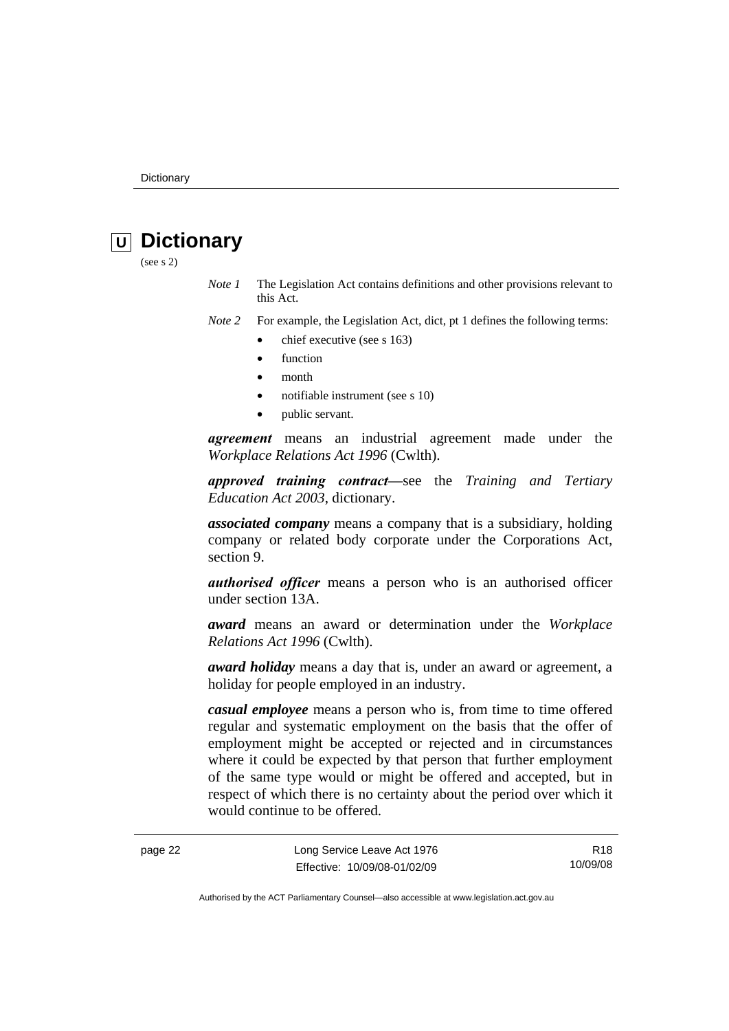# Dictionary

(see s 2)

*Note 1* The Legislation Act contains definitions and other provisions relevant to this Act.

*Note 2* For example, the Legislation Act, dict, pt 1 defines the following terms:

- chief executive (see s 163)
- function
- month
- notifiable instrument (see s 10)
- public servant.

***agreement*** means an industrial agreement made under the *Workplace Relations Act 1996* (Cwlth).

***approved training contract***—see the *Training and Tertiary Education Act 2003*, dictionary.

***associated company*** means a company that is a subsidiary, holding company or related body corporate under the Corporations Act, section 9.

***authorised officer*** means a person who is an authorised officer under section 13A.

***award*** means an award or determination under the *Workplace Relations Act 1996* (Cwlth).

***award holiday*** means a day that is, under an award or agreement, a holiday for people employed in an industry.

***casual employee*** means a person who is, from time to time offered regular and systematic employment on the basis that the offer of employment might be accepted or rejected and in circumstances where it could be expected by that person that further employment of the same type would or might be offered and accepted, but in respect of which there is no certainty about the period over which it would continue to be offered.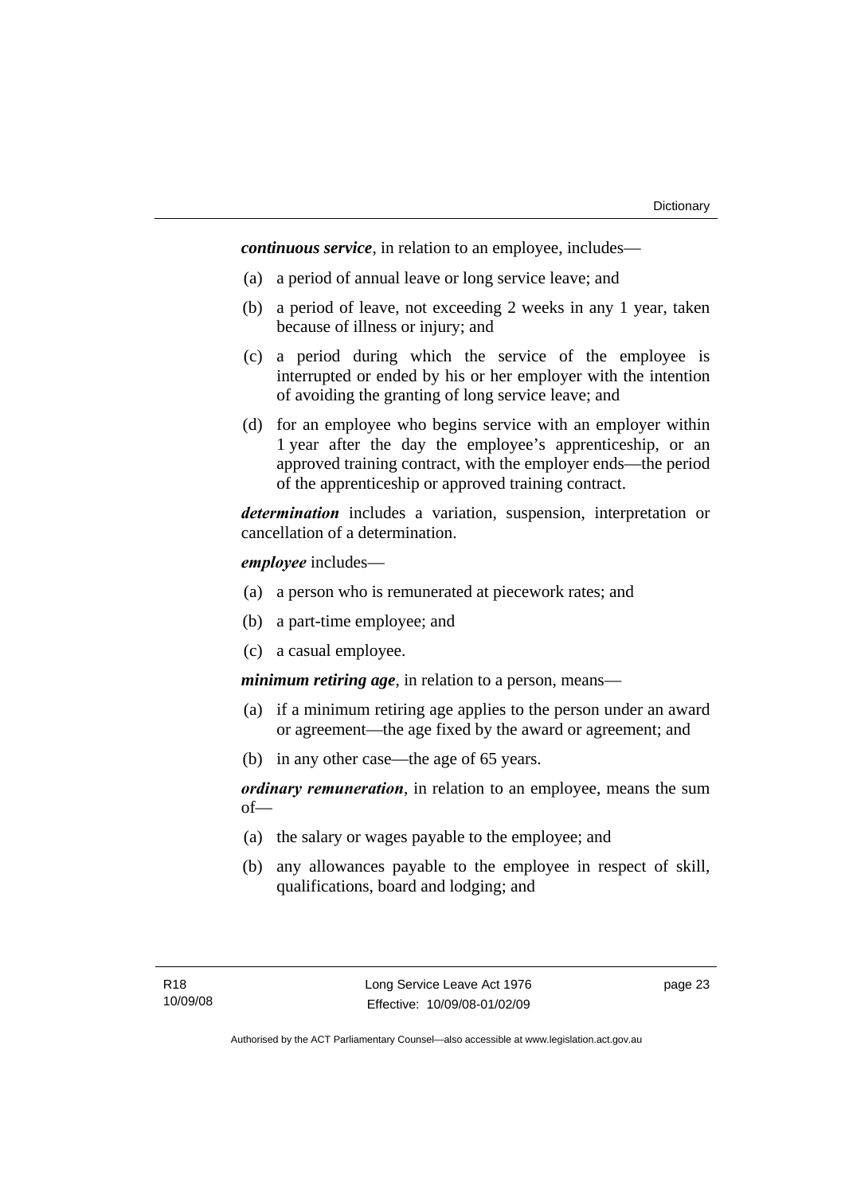***continuous service***, in relation to an employee, includes—

(a) a period of annual leave or long service leave; and

(b) a period of leave, not exceeding 2 weeks in any 1 year, taken because of illness or injury; and

(c) a period during which the service of the employee is interrupted or ended by his or her employer with the intention of avoiding the granting of long service leave; and

(d) for an employee who begins service with an employer within 1 year after the day the employee's apprenticeship, or an approved training contract, with the employer ends—the period of the apprenticeship or approved training contract.

***determination*** includes a variation, suspension, interpretation or cancellation of a determination.

***employee*** includes—

(a) a person who is remunerated at piecework rates; and

(b) a part-time employee; and

(c) a casual employee.

***minimum retiring age***, in relation to a person, means—

(a) if a minimum retiring age applies to the person under an award or agreement—the age fixed by the award or agreement; and

(b) in any other case—the age of 65 years.

***ordinary remuneration***, in relation to an employee, means the sum of—

(a) the salary or wages payable to the employee; and

(b) any allowances payable to the employee in respect of skill, qualifications, board and lodging; and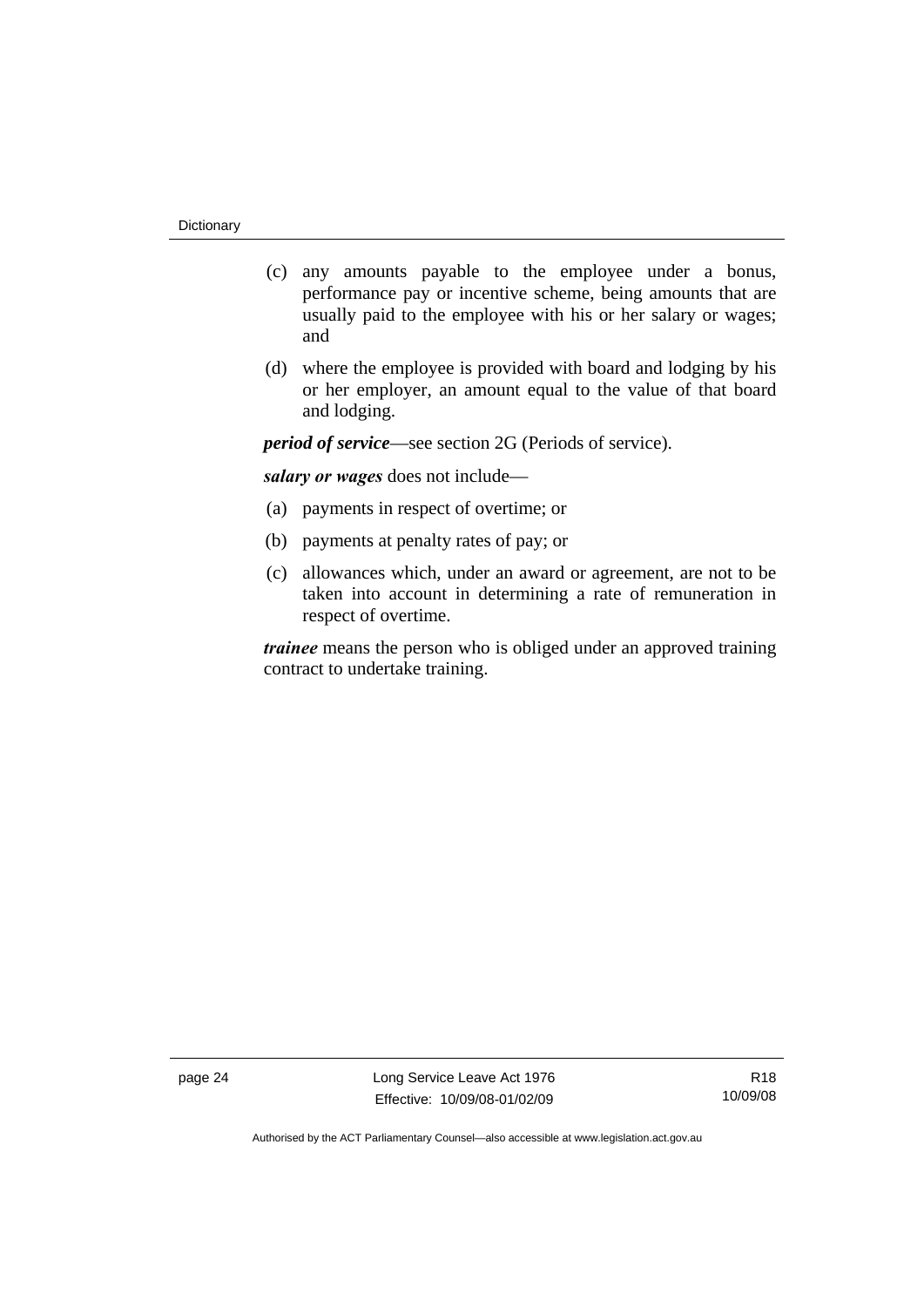(c) any amounts payable to the employee under a bonus, performance pay or incentive scheme, being amounts that are usually paid to the employee with his or her salary or wages; and

(d) where the employee is provided with board and lodging by his or her employer, an amount equal to the value of that board and lodging.

***period of service***—see section 2G (Periods of service).

***salary or wages*** does not include—

(a) payments in respect of overtime; or

(b) payments at penalty rates of pay; or

(c) allowances which, under an award or agreement, are not to be taken into account in determining a rate of remuneration in respect of overtime.

***trainee*** means the person who is obliged under an approved training contract to undertake training.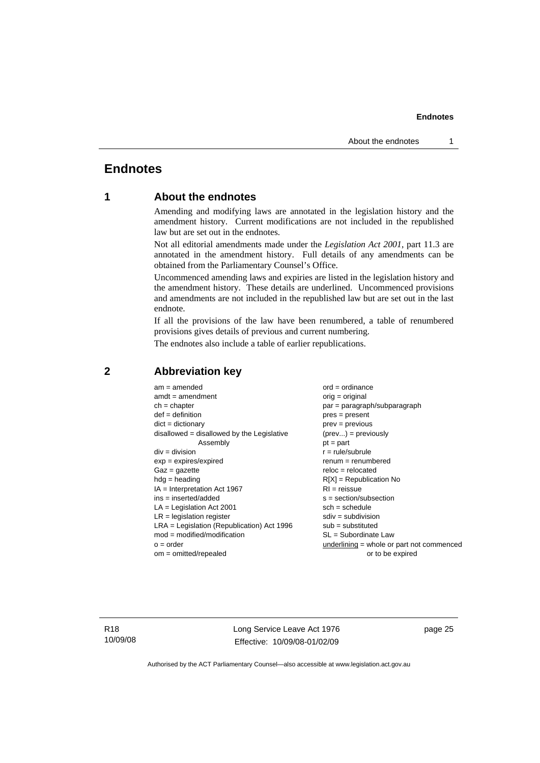# Endnotes

## 1 About the endnotes

Amending and modifying laws are annotated in the legislation history and the amendment history. Current modifications are not included in the republished law but are set out in the endnotes.

Not all editorial amendments made under the *Legislation Act 2001*, part 11.3 are annotated in the amendment history. Full details of any amendments can be obtained from the Parliamentary Counsel's Office.

Uncommenced amending laws and expiries are listed in the legislation history and the amendment history. These details are underlined. Uncommenced provisions and amendments are not included in the republished law but are set out in the last endnote.

If all the provisions of the law have been renumbered, a table of renumbered provisions gives details of previous and current numbering.

The endnotes also include a table of earlier republications.

## 2 Abbreviation key

am = amended
amdt = amendment
ch = chapter
def = definition
dict = dictionary
disallowed = disallowed by the Legislative Assembly
div = division
exp = expires/expired
Gaz = gazette
hdg = heading
IA = Interpretation Act 1967
ins = inserted/added
LA = Legislation Act 2001
LR = legislation register
LRA = Legislation (Republication) Act 1996
mod = modified/modification
o = order
om = omitted/repealed
ord = ordinance
orig = original
par = paragraph/subparagraph
pres = present
prev = previous
(prev...) = previously
pt = part
r = rule/subrule
renum = renumbered
reloc = relocated
R[X] = Republication No
RI = reissue
s = section/subsection
sch = schedule
sdiv = subdivision
sub = substituted
SL = Subordinate Law
underlining = whole or part not commenced or to be expired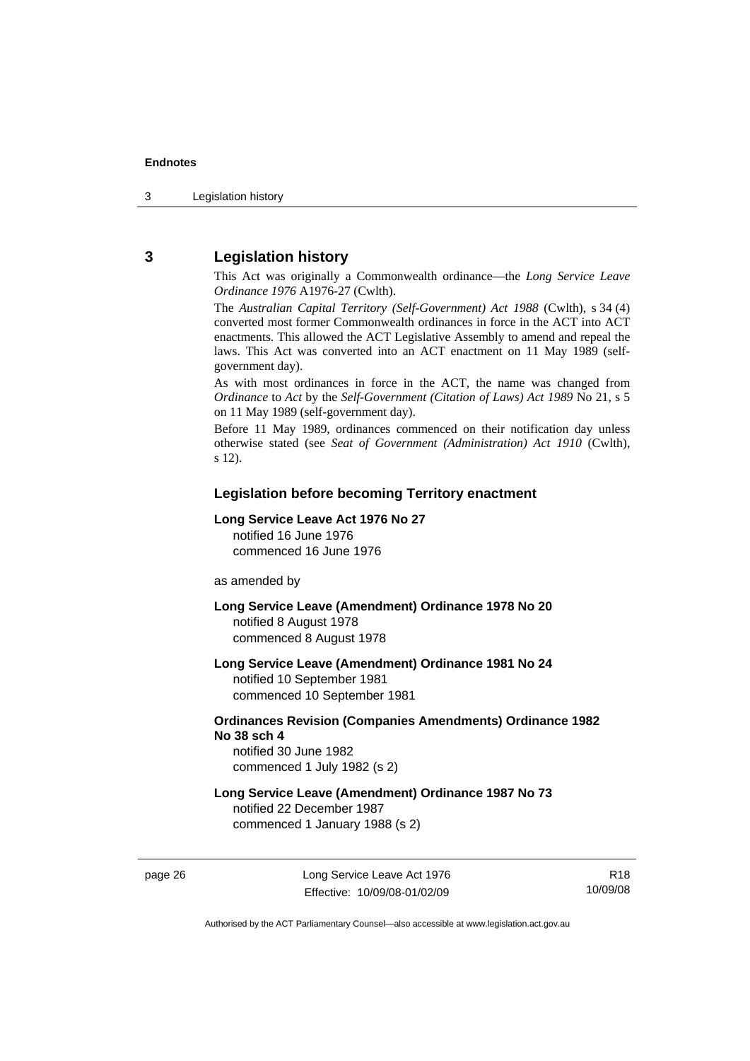## 3 Legislation history

This Act was originally a Commonwealth ordinance—the *Long Service Leave Ordinance 1976* A1976-27 (Cwlth).

The *Australian Capital Territory (Self-Government) Act 1988* (Cwlth), s 34 (4) converted most former Commonwealth ordinances in force in the ACT into ACT enactments. This allowed the ACT Legislative Assembly to amend and repeal the laws. This Act was converted into an ACT enactment on 11 May 1989 (self-government day).

As with most ordinances in force in the ACT, the name was changed from *Ordinance* to *Act* by the *Self-Government (Citation of Laws) Act 1989* No 21, s 5 on 11 May 1989 (self-government day).

Before 11 May 1989, ordinances commenced on their notification day unless otherwise stated (see *Seat of Government (Administration) Act 1910* (Cwlth), s 12).

### Legislation before becoming Territory enactment

**Long Service Leave Act 1976 No 27**
notified 16 June 1976
commenced 16 June 1976

as amended by

**Long Service Leave (Amendment) Ordinance 1978 No 20**
notified 8 August 1978
commenced 8 August 1978

**Long Service Leave (Amendment) Ordinance 1981 No 24**
notified 10 September 1981
commenced 10 September 1981

**Ordinances Revision (Companies Amendments) Ordinance 1982 No 38 sch 4**
notified 30 June 1982
commenced 1 July 1982 (s 2)

**Long Service Leave (Amendment) Ordinance 1987 No 73**
notified 22 December 1987
commenced 1 January 1988 (s 2)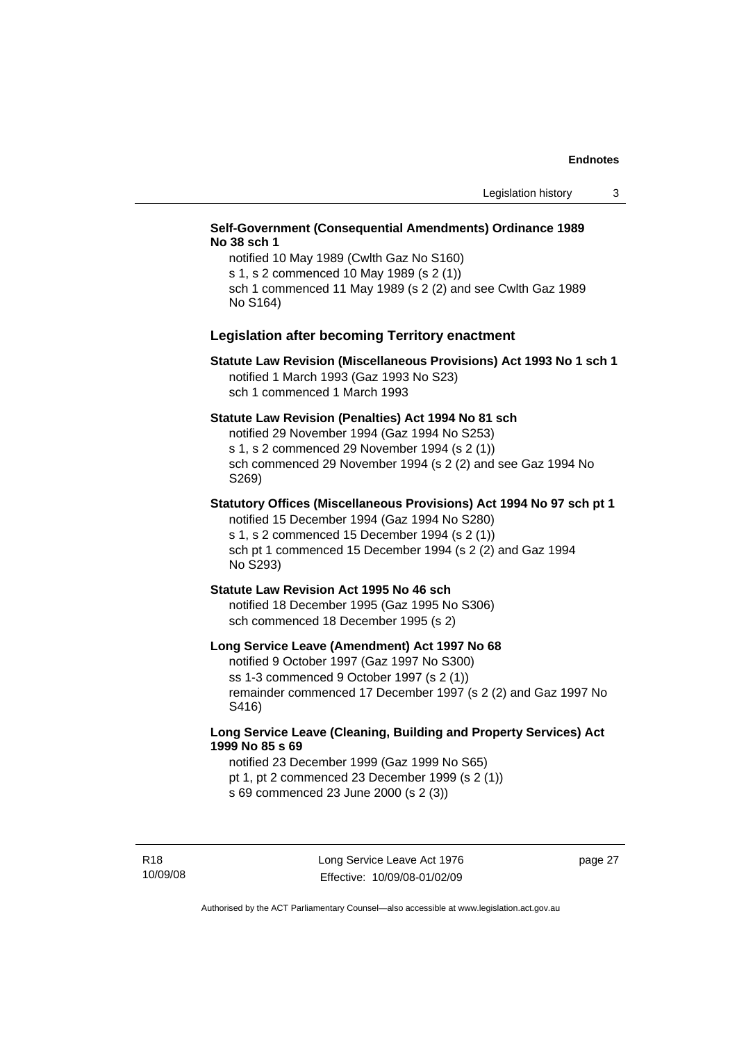**Self-Government (Consequential Amendments) Ordinance 1989 No 38 sch 1**

notified 10 May 1989 (Cwlth Gaz No S160)
s 1, s 2 commenced 10 May 1989 (s 2 (1))
sch 1 commenced 11 May 1989 (s 2 (2) and see Cwlth Gaz 1989 No S164)

## Legislation after becoming Territory enactment

**Statute Law Revision (Miscellaneous Provisions) Act 1993 No 1 sch 1**

notified 1 March 1993 (Gaz 1993 No S23)
sch 1 commenced 1 March 1993

**Statute Law Revision (Penalties) Act 1994 No 81 sch**

notified 29 November 1994 (Gaz 1994 No S253)
s 1, s 2 commenced 29 November 1994 (s 2 (1))
sch commenced 29 November 1994 (s 2 (2) and see Gaz 1994 No S269)

**Statutory Offices (Miscellaneous Provisions) Act 1994 No 97 sch pt 1**

notified 15 December 1994 (Gaz 1994 No S280)
s 1, s 2 commenced 15 December 1994 (s 2 (1))
sch pt 1 commenced 15 December 1994 (s 2 (2) and Gaz 1994 No S293)

**Statute Law Revision Act 1995 No 46 sch**

notified 18 December 1995 (Gaz 1995 No S306)
sch commenced 18 December 1995 (s 2)

**Long Service Leave (Amendment) Act 1997 No 68**

notified 9 October 1997 (Gaz 1997 No S300)
ss 1-3 commenced 9 October 1997 (s 2 (1))
remainder commenced 17 December 1997 (s 2 (2) and Gaz 1997 No S416)

**Long Service Leave (Cleaning, Building and Property Services) Act 1999 No 85 s 69**

notified 23 December 1999 (Gaz 1999 No S65)
pt 1, pt 2 commenced 23 December 1999 (s 2 (1))
s 69 commenced 23 June 2000 (s 2 (3))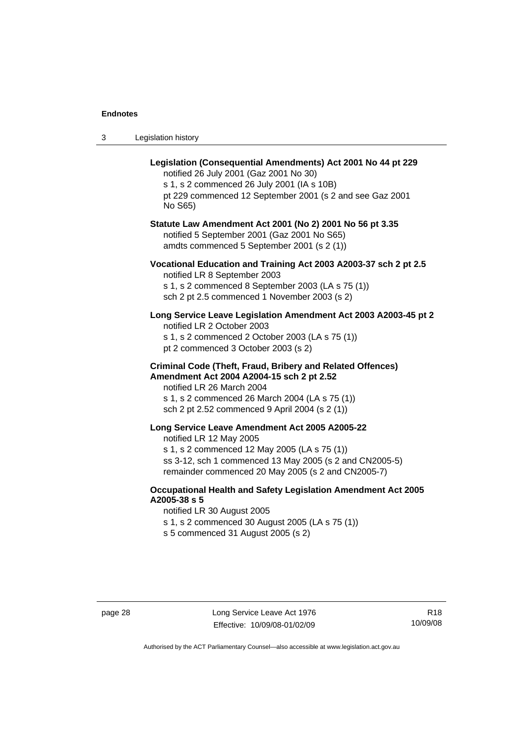**Legislation (Consequential Amendments) Act 2001 No 44 pt 229**
notified 26 July 2001 (Gaz 2001 No 30)
s 1, s 2 commenced 26 July 2001 (IA s 10B)
pt 229 commenced 12 September 2001 (s 2 and see Gaz 2001 No S65)

**Statute Law Amendment Act 2001 (No 2) 2001 No 56 pt 3.35**
notified 5 September 2001 (Gaz 2001 No S65)
amdts commenced 5 September 2001 (s 2 (1))

**Vocational Education and Training Act 2003 A2003-37 sch 2 pt 2.5**
notified LR 8 September 2003
s 1, s 2 commenced 8 September 2003 (LA s 75 (1))
sch 2 pt 2.5 commenced 1 November 2003 (s 2)

**Long Service Leave Legislation Amendment Act 2003 A2003-45 pt 2**
notified LR 2 October 2003
s 1, s 2 commenced 2 October 2003 (LA s 75 (1))
pt 2 commenced 3 October 2003 (s 2)

**Criminal Code (Theft, Fraud, Bribery and Related Offences) Amendment Act 2004 A2004-15 sch 2 pt 2.52**
notified LR 26 March 2004
s 1, s 2 commenced 26 March 2004 (LA s 75 (1))
sch 2 pt 2.52 commenced 9 April 2004 (s 2 (1))

**Long Service Leave Amendment Act 2005 A2005-22**
notified LR 12 May 2005
s 1, s 2 commenced 12 May 2005 (LA s 75 (1))
ss 3-12, sch 1 commenced 13 May 2005 (s 2 and CN2005-5)
remainder commenced 20 May 2005 (s 2 and CN2005-7)

**Occupational Health and Safety Legislation Amendment Act 2005 A2005-38 s 5**
notified LR 30 August 2005
s 1, s 2 commenced 30 August 2005 (LA s 75 (1))
s 5 commenced 31 August 2005 (s 2)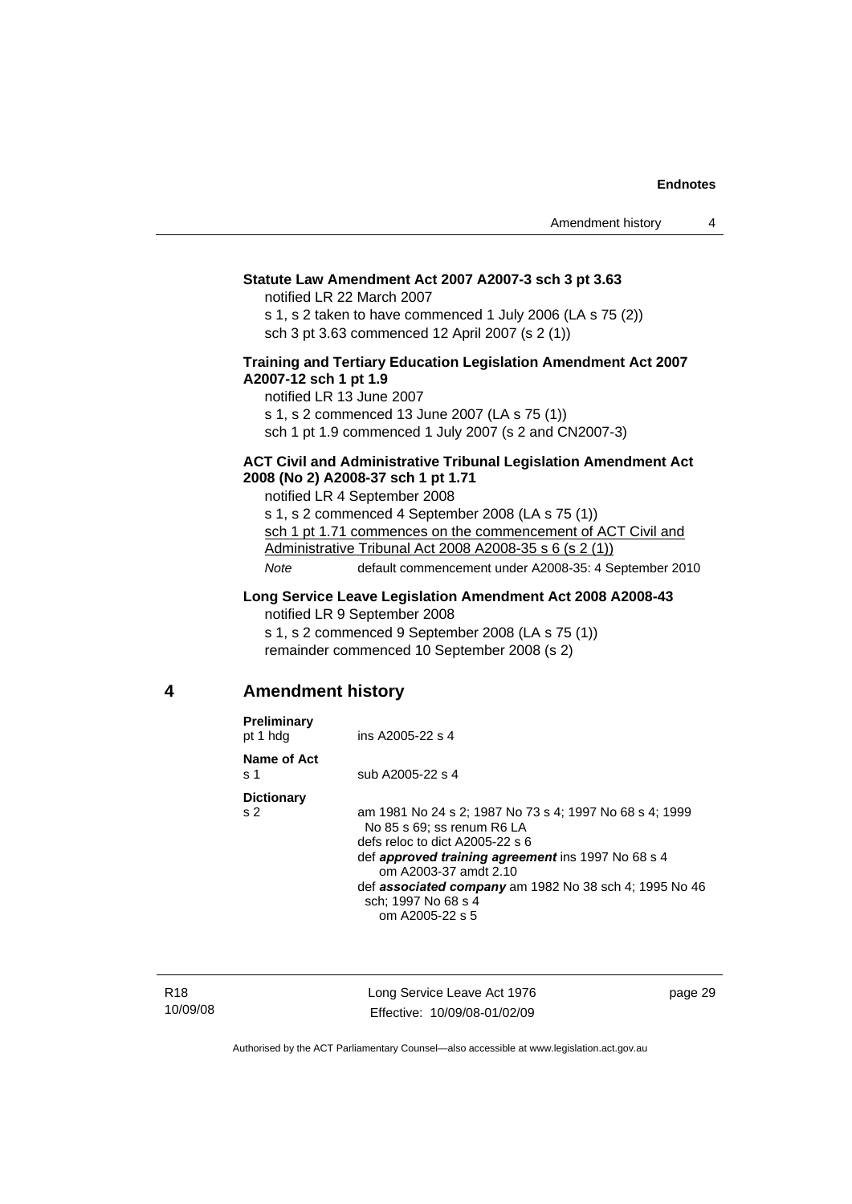**Statute Law Amendment Act 2007 A2007-3 sch 3 pt 3.63**

notified LR 22 March 2007

s 1, s 2 taken to have commenced 1 July 2006 (LA s 75 (2))

sch 3 pt 3.63 commenced 12 April 2007 (s 2 (1))

**Training and Tertiary Education Legislation Amendment Act 2007 A2007-12 sch 1 pt 1.9**

notified LR 13 June 2007

s 1, s 2 commenced 13 June 2007 (LA s 75 (1))

sch 1 pt 1.9 commenced 1 July 2007 (s 2 and CN2007-3)

**ACT Civil and Administrative Tribunal Legislation Amendment Act 2008 (No 2) A2008-37 sch 1 pt 1.71**

notified LR 4 September 2008

s 1, s 2 commenced 4 September 2008 (LA s 75 (1))

sch 1 pt 1.71 commences on the commencement of ACT Civil and Administrative Tribunal Act 2008 A2008-35 s 6 (s 2 (1))

*Note* default commencement under A2008-35: 4 September 2010

**Long Service Leave Legislation Amendment Act 2008 A2008-43**

notified LR 9 September 2008

s 1, s 2 commenced 9 September 2008 (LA s 75 (1))

remainder commenced 10 September 2008 (s 2)

## 4 Amendment history

**Preliminary**
pt 1 hdg — ins A2005-22 s 4

**Name of Act**
s 1 — sub A2005-22 s 4

**Dictionary**
s 2 — am 1981 No 24 s 2; 1987 No 73 s 4; 1997 No 68 s 4; 1999 No 85 s 69; ss renum R6 LA
defs reloc to dict A2005-22 s 6
def ***approved training agreement*** ins 1997 No 68 s 4
om A2003-37 amdt 2.10
def ***associated company*** am 1982 No 38 sch 4; 1995 No 46 sch; 1997 No 68 s 4
om A2005-22 s 5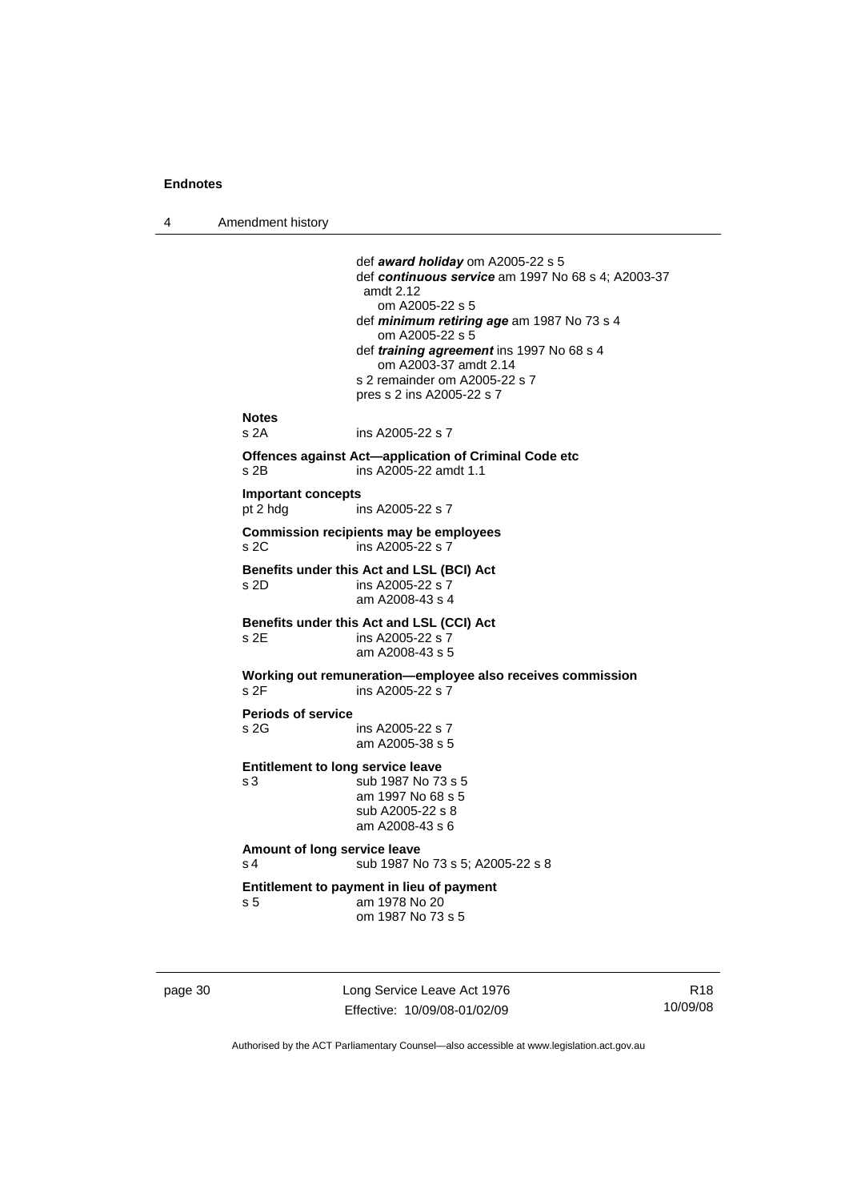def ***award holiday*** om A2005-22 s 5
def ***continuous service*** am 1997 No 68 s 4; A2003-37 amdt 2.12
om A2005-22 s 5
def ***minimum retiring age*** am 1987 No 73 s 4
om A2005-22 s 5
def ***training agreement*** ins 1997 No 68 s 4
om A2003-37 amdt 2.14
s 2 remainder om A2005-22 s 7
pres s 2 ins A2005-22 s 7

**Notes**
s 2A ins A2005-22 s 7

**Offences against Act—application of Criminal Code etc**
s 2B ins A2005-22 amdt 1.1

**Important concepts**
pt 2 hdg ins A2005-22 s 7

**Commission recipients may be employees**
s 2C ins A2005-22 s 7

**Benefits under this Act and LSL (BCI) Act**
s 2D ins A2005-22 s 7
am A2008-43 s 4

**Benefits under this Act and LSL (CCI) Act**
s 2E ins A2005-22 s 7
am A2008-43 s 5

**Working out remuneration—employee also receives commission**
s 2F ins A2005-22 s 7

**Periods of service**
s 2G ins A2005-22 s 7
am A2005-38 s 5

**Entitlement to long service leave**
s 3 sub 1987 No 73 s 5
am 1997 No 68 s 5
sub A2005-22 s 8
am A2008-43 s 6

**Amount of long service leave**
s 4 sub 1987 No 73 s 5; A2005-22 s 8

**Entitlement to payment in lieu of payment**
s 5 am 1978 No 20
om 1987 No 73 s 5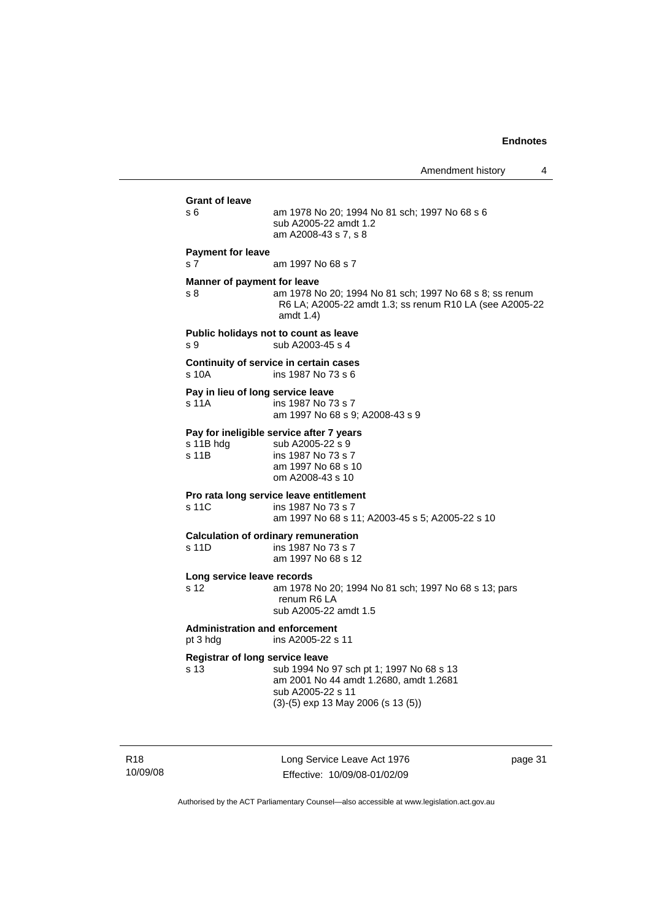**Grant of leave**

s 6 am 1978 No 20; 1994 No 81 sch; 1997 No 68 s 6
sub A2005-22 amdt 1.2
am A2008-43 s 7, s 8

**Payment for leave**

s 7 am 1997 No 68 s 7

**Manner of payment for leave**

s 8 am 1978 No 20; 1994 No 81 sch; 1997 No 68 s 8; ss renum R6 LA; A2005-22 amdt 1.3; ss renum R10 LA (see A2005-22 amdt 1.4)

**Public holidays not to count as leave**

s 9 sub A2003-45 s 4

**Continuity of service in certain cases**

s 10A ins 1987 No 73 s 6

**Pay in lieu of long service leave**

s 11A ins 1987 No 73 s 7
am 1997 No 68 s 9; A2008-43 s 9

**Pay for ineligible service after 7 years**

s 11B hdg sub A2005-22 s 9
s 11B ins 1987 No 73 s 7
am 1997 No 68 s 10
om A2008-43 s 10

**Pro rata long service leave entitlement**

s 11C ins 1987 No 73 s 7
am 1997 No 68 s 11; A2003-45 s 5; A2005-22 s 10

**Calculation of ordinary remuneration**

s 11D ins 1987 No 73 s 7
am 1997 No 68 s 12

**Long service leave records**

s 12 am 1978 No 20; 1994 No 81 sch; 1997 No 68 s 13; pars renum R6 LA
sub A2005-22 amdt 1.5

**Administration and enforcement**

pt 3 hdg ins A2005-22 s 11

**Registrar of long service leave**

s 13 sub 1994 No 97 sch pt 1; 1997 No 68 s 13
am 2001 No 44 amdt 1.2680, amdt 1.2681
sub A2005-22 s 11
(3)-(5) exp 13 May 2006 (s 13 (5))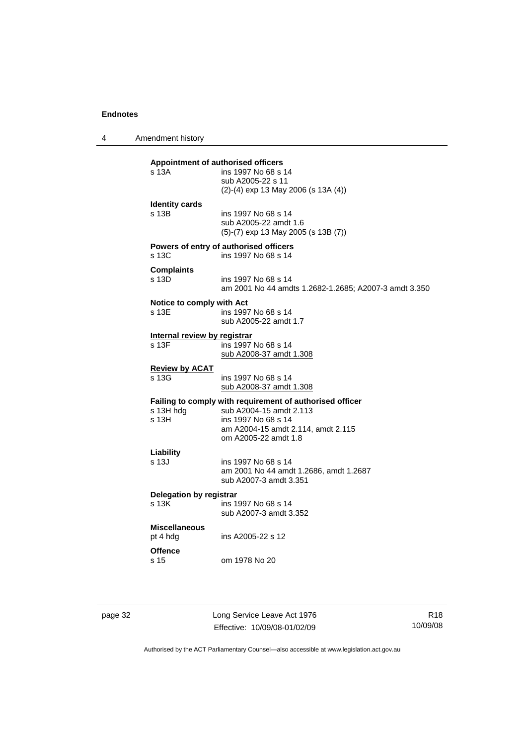**Appointment of authorised officers**
s 13A ins 1997 No 68 s 14
sub A2005-22 s 11
(2)-(4) exp 13 May 2006 (s 13A (4))

**Identity cards**
s 13B ins 1997 No 68 s 14
sub A2005-22 amdt 1.6
(5)-(7) exp 13 May 2005 (s 13B (7))

**Powers of entry of authorised officers**
s 13C ins 1997 No 68 s 14

**Complaints**
s 13D ins 1997 No 68 s 14
am 2001 No 44 amdts 1.2682-1.2685; A2007-3 amdt 3.350

**Notice to comply with Act**
s 13E ins 1997 No 68 s 14
sub A2005-22 amdt 1.7

**Internal review by registrar**
s 13F ins 1997 No 68 s 14
sub A2008-37 amdt 1.308

**Review by ACAT**
s 13G ins 1997 No 68 s 14
sub A2008-37 amdt 1.308

**Failing to comply with requirement of authorised officer**
s 13H hdg sub A2004-15 amdt 2.113
s 13H ins 1997 No 68 s 14
am A2004-15 amdt 2.114, amdt 2.115
om A2005-22 amdt 1.8

**Liability**
s 13J ins 1997 No 68 s 14
am 2001 No 44 amdt 1.2686, amdt 1.2687
sub A2007-3 amdt 3.351

**Delegation by registrar**
s 13K ins 1997 No 68 s 14
sub A2007-3 amdt 3.352

**Miscellaneous**
pt 4 hdg ins A2005-22 s 12

**Offence**
s 15 om 1978 No 20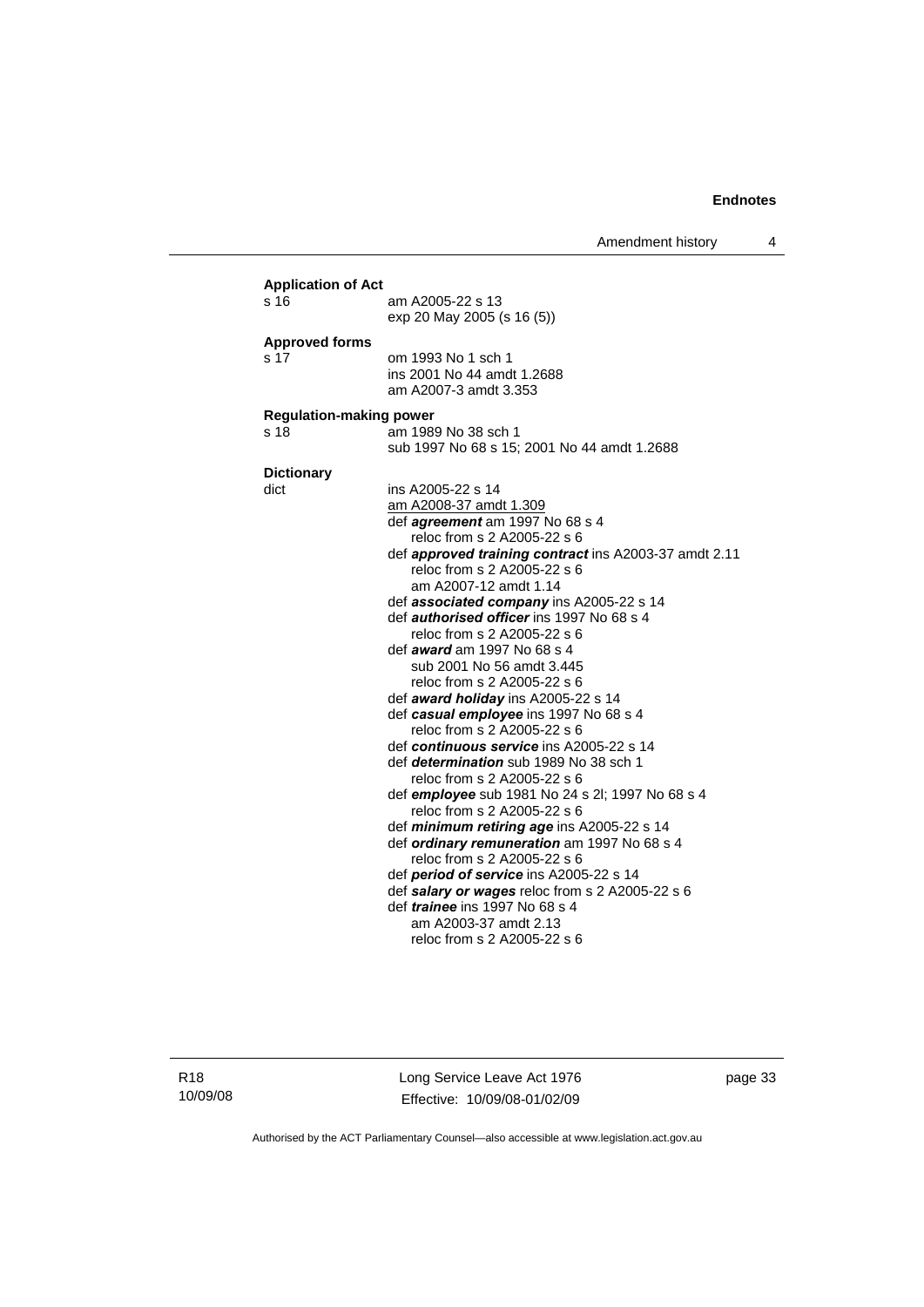**Application of Act**

s 16 — am A2005-22 s 13
exp 20 May 2005 (s 16 (5))

**Approved forms**

s 17 — om 1993 No 1 sch 1
ins 2001 No 44 amdt 1.2688
am A2007-3 amdt 3.353

**Regulation-making power**

s 18 — am 1989 No 38 sch 1
sub 1997 No 68 s 15; 2001 No 44 amdt 1.2688

**Dictionary**

dict — ins A2005-22 s 14
am A2008-37 amdt 1.309
def ***agreement*** am 1997 No 68 s 4
reloc from s 2 A2005-22 s 6
def ***approved training contract*** ins A2003-37 amdt 2.11
reloc from s 2 A2005-22 s 6
am A2007-12 amdt 1.14
def ***associated company*** ins A2005-22 s 14
def ***authorised officer*** ins 1997 No 68 s 4
reloc from s 2 A2005-22 s 6
def ***award*** am 1997 No 68 s 4
sub 2001 No 56 amdt 3.445
reloc from s 2 A2005-22 s 6
def ***award holiday*** ins A2005-22 s 14
def ***casual employee*** ins 1997 No 68 s 4
reloc from s 2 A2005-22 s 6
def ***continuous service*** ins A2005-22 s 14
def ***determination*** sub 1989 No 38 sch 1
reloc from s 2 A2005-22 s 6
def ***employee*** sub 1981 No 24 s 2l; 1997 No 68 s 4
reloc from s 2 A2005-22 s 6
def ***minimum retiring age*** ins A2005-22 s 14
def ***ordinary remuneration*** am 1997 No 68 s 4
reloc from s 2 A2005-22 s 6
def ***period of service*** ins A2005-22 s 14
def ***salary or wages*** reloc from s 2 A2005-22 s 6
def ***trainee*** ins 1997 No 68 s 4
am A2003-37 amdt 2.13
reloc from s 2 A2005-22 s 6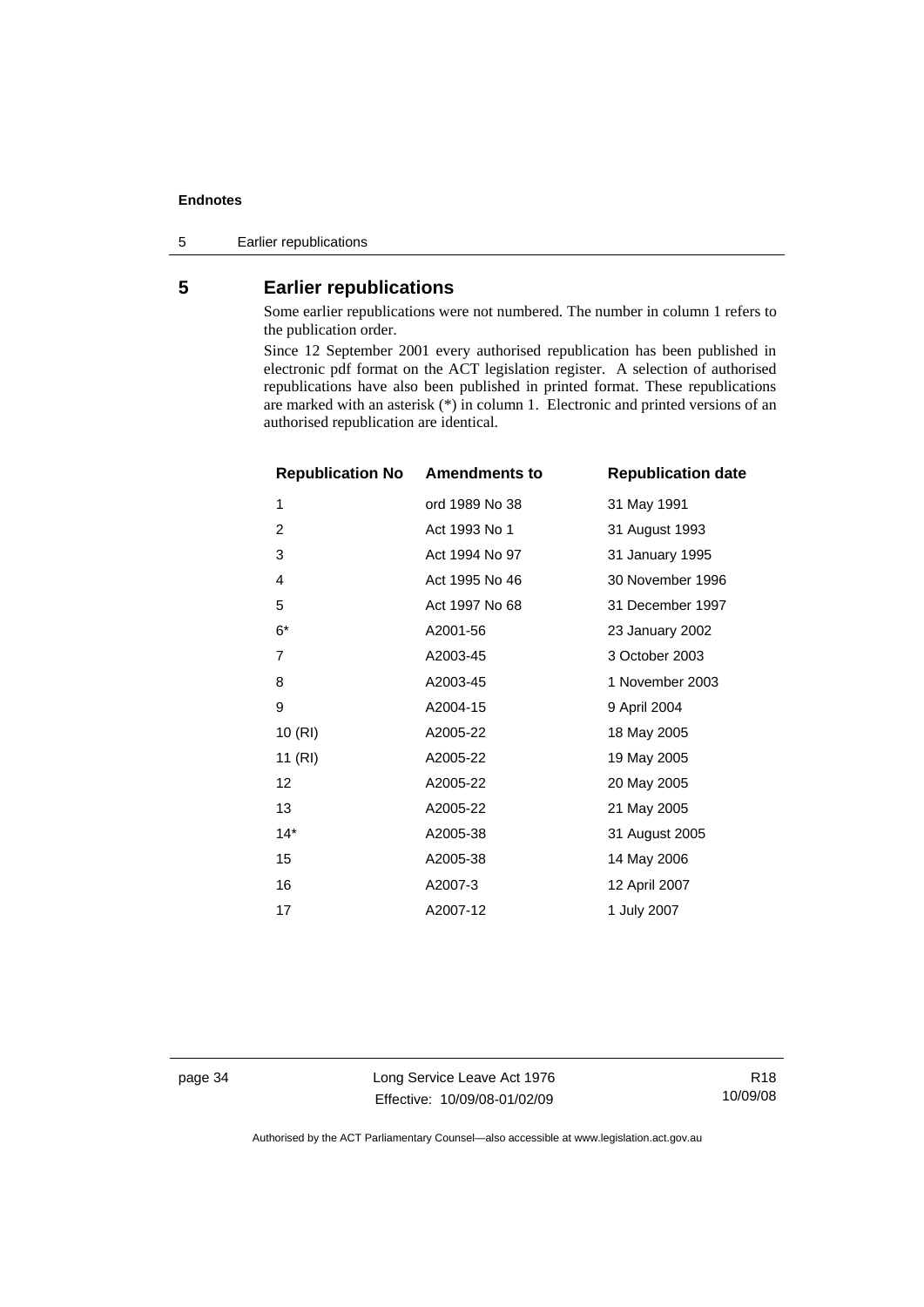## 5 Earlier republications

Some earlier republications were not numbered. The number in column 1 refers to the publication order.

Since 12 September 2001 every authorised republication has been published in electronic pdf format on the ACT legislation register. A selection of authorised republications have also been published in printed format. These republications are marked with an asterisk (*) in column 1. Electronic and printed versions of an authorised republication are identical.

| Republication No | Amendments to | Republication date |
|---|---|---|
| 1 | ord 1989 No 38 | 31 May 1991 |
| 2 | Act 1993 No 1 | 31 August 1993 |
| 3 | Act 1994 No 97 | 31 January 1995 |
| 4 | Act 1995 No 46 | 30 November 1996 |
| 5 | Act 1997 No 68 | 31 December 1997 |
| 6* | A2001-56 | 23 January 2002 |
| 7 | A2003-45 | 3 October 2003 |
| 8 | A2003-45 | 1 November 2003 |
| 9 | A2004-15 | 9 April 2004 |
| 10 (RI) | A2005-22 | 18 May 2005 |
| 11 (RI) | A2005-22 | 19 May 2005 |
| 12 | A2005-22 | 20 May 2005 |
| 13 | A2005-22 | 21 May 2005 |
| 14* | A2005-38 | 31 August 2005 |
| 15 | A2005-38 | 14 May 2006 |
| 16 | A2007-3 | 12 April 2007 |
| 17 | A2007-12 | 1 July 2007 |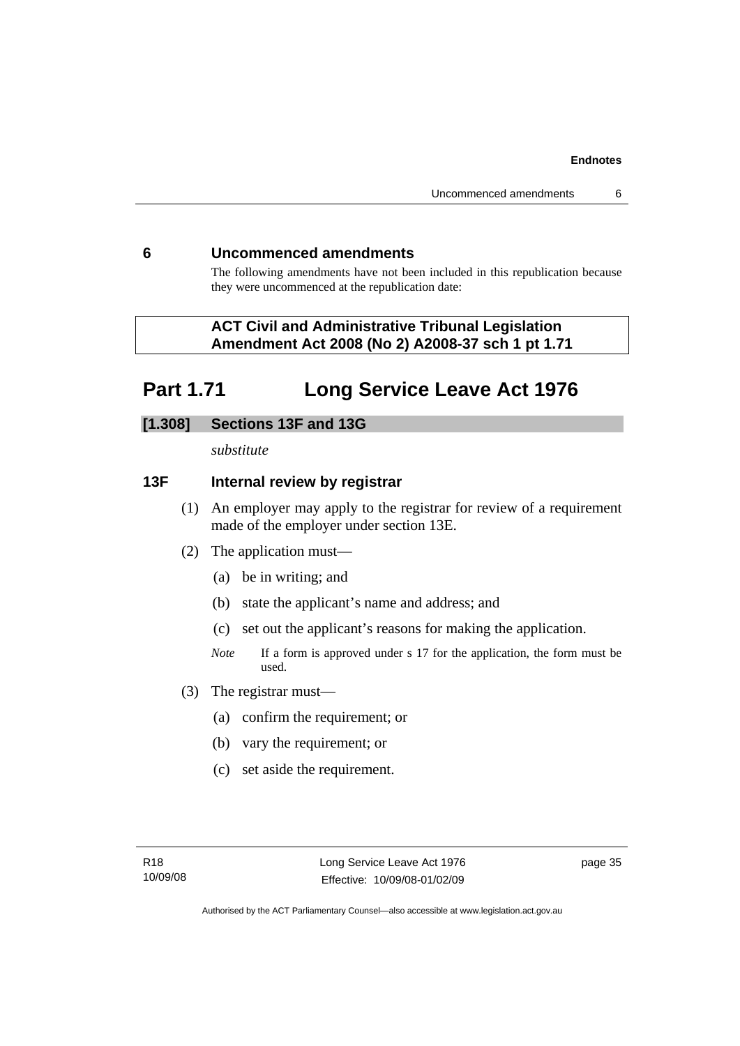## 6 Uncommenced amendments

The following amendments have not been included in this republication because they were uncommenced at the republication date:

**ACT Civil and Administrative Tribunal Legislation Amendment Act 2008 (No 2) A2008-37 sch 1 pt 1.71**

# Part 1.71 Long Service Leave Act 1976

### [1.308] Sections 13F and 13G

*substitute*

### 13F Internal review by registrar

(1) An employer may apply to the registrar for review of a requirement made of the employer under section 13E.

(2) The application must—

(a) be in writing; and

(b) state the applicant's name and address; and

(c) set out the applicant's reasons for making the application.

*Note* If a form is approved under s 17 for the application, the form must be used.

(3) The registrar must—

(a) confirm the requirement; or

(b) vary the requirement; or

(c) set aside the requirement.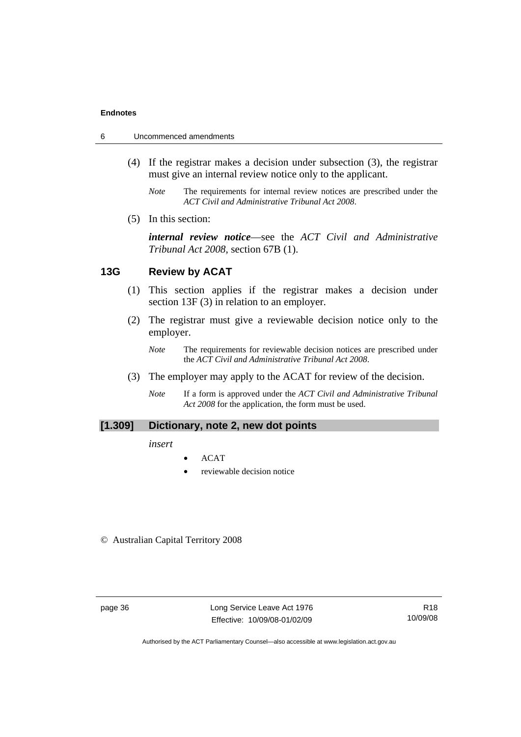(4) If the registrar makes a decision under subsection (3), the registrar must give an internal review notice only to the applicant.

*Note* The requirements for internal review notices are prescribed under the *ACT Civil and Administrative Tribunal Act 2008*.

(5) In this section:

***internal review notice***—see the *ACT Civil and Administrative Tribunal Act 2008*, section 67B (1).

### 13G Review by ACAT

(1) This section applies if the registrar makes a decision under section 13F (3) in relation to an employer.

(2) The registrar must give a reviewable decision notice only to the employer.

*Note* The requirements for reviewable decision notices are prescribed under the *ACT Civil and Administrative Tribunal Act 2008*.

(3) The employer may apply to the ACAT for review of the decision.

*Note* If a form is approved under the *ACT Civil and Administrative Tribunal Act 2008* for the application, the form must be used.

### [1.309] Dictionary, note 2, new dot points

*insert*

- ACAT
- reviewable decision notice

© Australian Capital Territory 2008